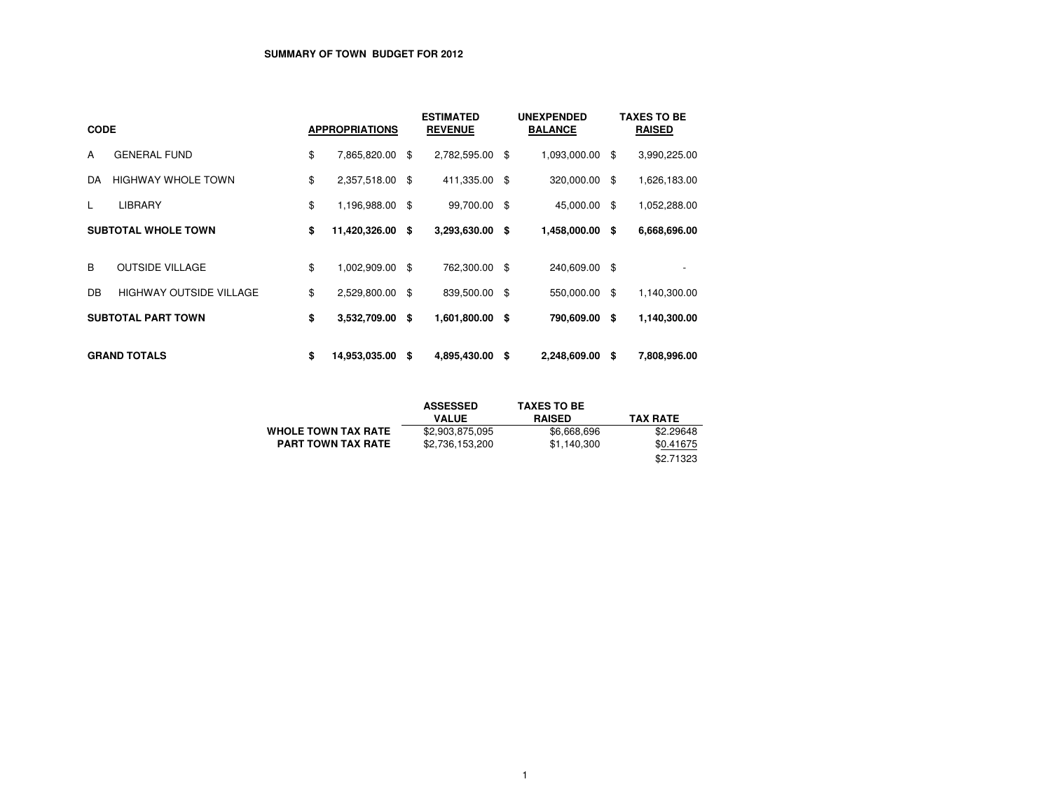**SUMMARY OF TOWN BUDGET FOR 2012**

| CODE | | APPROPRIATIONS | ESTIMATED REVENUE | UNEXPENDED BALANCE | TAXES TO BE RAISED |
|---|---|---|---|---|---|
| A | GENERAL FUND | $ 7,865,820.00 | $ 2,782,595.00 | $ 1,093,000.00 | $ 3,990,225.00 |
| DA | HIGHWAY WHOLE TOWN | $ 2,357,518.00 | $ 411,335.00 | $ 320,000.00 | $ 1,626,183.00 |
| L | LIBRARY | $ 1,196,988.00 | $ 99,700.00 | $ 45,000.00 | $ 1,052,288.00 |
| **SUBTOTAL WHOLE TOWN** | | **$ 11,420,326.00** | **$ 3,293,630.00** | **$ 1,458,000.00** | **$ 6,668,696.00** |
| B | OUTSIDE VILLAGE | $ 1,002,909.00 | $ 762,300.00 | $ 240,609.00 | $ - |
| DB | HIGHWAY OUTSIDE VILLAGE | $ 2,529,800.00 | $ 839,500.00 | $ 550,000.00 | $ 1,140,300.00 |
| **SUBTOTAL PART TOWN** | | **$ 3,532,709.00** | **$ 1,601,800.00** | **$ 790,609.00** | **$ 1,140,300.00** |
| **GRAND TOTALS** | | **$ 14,953,035.00** | **$ 4,895,430.00** | **$ 2,248,609.00** | **$ 7,808,996.00** |

| | ASSESSED VALUE | TAXES TO BE RAISED | TAX RATE |
|---|---|---|---|
| **WHOLE TOWN TAX RATE** | $2,903,875,095 | $6,668,696 | $2.29648 |
| **PART TOWN TAX RATE** | $2,736,153,200 | $1,140,300 | $0.41675 |
| | | | $2.71323 |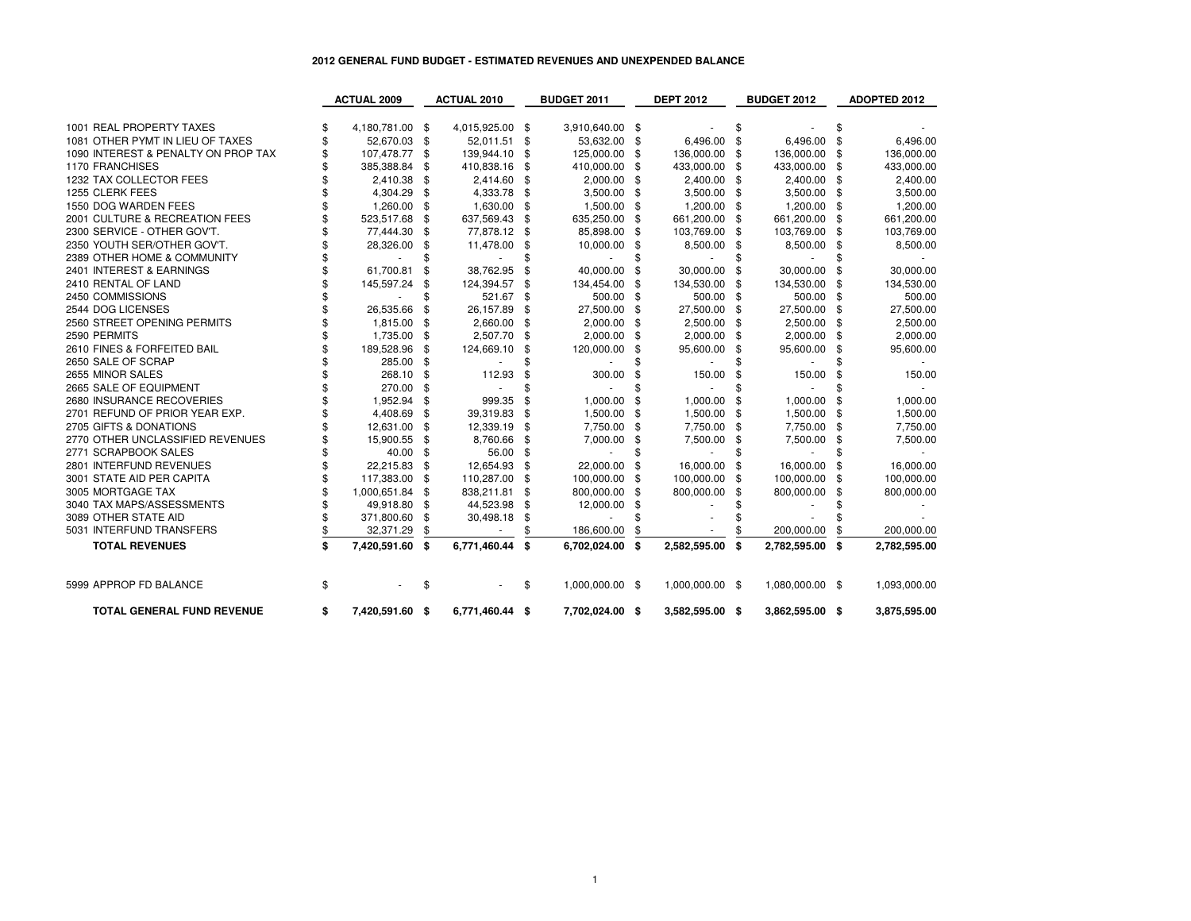## 2012 GENERAL FUND BUDGET - ESTIMATED REVENUES AND UNEXPENDED BALANCE

| | ACTUAL 2009 | ACTUAL 2010 | BUDGET 2011 | DEPT 2012 | BUDGET 2012 | ADOPTED 2012 |
|---|---|---|---|---|---|---|
| 1001 REAL PROPERTY TAXES | $ 4,180,781.00 | $ 4,015,925.00 | $ 3,910,640.00 | $ - | $ - | $ - |
| 1081 OTHER PYMT IN LIEU OF TAXES | $ 52,670.03 | $ 52,011.51 | $ 53,632.00 | $ 6,496.00 | $ 6,496.00 | $ 6,496.00 |
| 1090 INTEREST & PENALTY ON PROP TAX | $ 107,478.77 | $ 139,944.10 | $ 125,000.00 | $ 136,000.00 | $ 136,000.00 | $ 136,000.00 |
| 1170 FRANCHISES | $ 385,388.84 | $ 410,838.16 | $ 410,000.00 | $ 433,000.00 | $ 433,000.00 | $ 433,000.00 |
| 1232 TAX COLLECTOR FEES | $ 2,410.38 | $ 2,414.60 | $ 2,000.00 | $ 2,400.00 | $ 2,400.00 | $ 2,400.00 |
| 1255 CLERK FEES | $ 4,304.29 | $ 4,333.78 | $ 3,500.00 | $ 3,500.00 | $ 3,500.00 | $ 3,500.00 |
| 1550 DOG WARDEN FEES | $ 1,260.00 | $ 1,630.00 | $ 1,500.00 | $ 1,200.00 | $ 1,200.00 | $ 1,200.00 |
| 2001 CULTURE & RECREATION FEES | $ 523,517.68 | $ 637,569.43 | $ 635,250.00 | $ 661,200.00 | $ 661,200.00 | $ 661,200.00 |
| 2300 SERVICE - OTHER GOV'T. | $ 77,444.30 | $ 77,878.12 | $ 85,898.00 | $ 103,769.00 | $ 103,769.00 | $ 103,769.00 |
| 2350 YOUTH SER/OTHER GOV'T. | $ 28,326.00 | $ 11,478.00 | $ 10,000.00 | $ 8,500.00 | $ 8,500.00 | $ 8,500.00 |
| 2389 OTHER HOME & COMMUNITY | $ - | $ - | $ - | $ - | $ - | $ - |
| 2401 INTEREST & EARNINGS | $ 61,700.81 | $ 38,762.95 | $ 40,000.00 | $ 30,000.00 | $ 30,000.00 | $ 30,000.00 |
| 2410 RENTAL OF LAND | $ 145,597.24 | $ 124,394.57 | $ 134,454.00 | $ 134,530.00 | $ 134,530.00 | $ 134,530.00 |
| 2450 COMMISSIONS | $ - | $ 521.67 | $ 500.00 | $ 500.00 | $ 500.00 | $ 500.00 |
| 2544 DOG LICENSES | $ 26,535.66 | $ 26,157.89 | $ 27,500.00 | $ 27,500.00 | $ 27,500.00 | $ 27,500.00 |
| 2560 STREET OPENING PERMITS | $ 1,815.00 | $ 2,660.00 | $ 2,000.00 | $ 2,500.00 | $ 2,500.00 | $ 2,500.00 |
| 2590 PERMITS | $ 1,735.00 | $ 2,507.70 | $ 2,000.00 | $ 2,000.00 | $ 2,000.00 | $ 2,000.00 |
| 2610 FINES & FORFEITED BAIL | $ 189,528.96 | $ 124,669.10 | $ 120,000.00 | $ 95,600.00 | $ 95,600.00 | $ 95,600.00 |
| 2650 SALE OF SCRAP | $ 285.00 | $ - | $ - | $ - | $ - | $ - |
| 2655 MINOR SALES | $ 268.10 | $ 112.93 | $ 300.00 | $ 150.00 | $ 150.00 | $ 150.00 |
| 2665 SALE OF EQUIPMENT | $ 270.00 | $ - | $ - | $ - | $ - | $ - |
| 2680 INSURANCE RECOVERIES | $ 1,952.94 | $ 999.35 | $ 1,000.00 | $ 1,000.00 | $ 1,000.00 | $ 1,000.00 |
| 2701 REFUND OF PRIOR YEAR EXP. | $ 4,408.69 | $ 39,319.83 | $ 1,500.00 | $ 1,500.00 | $ 1,500.00 | $ 1,500.00 |
| 2705 GIFTS & DONATIONS | $ 12,631.00 | $ 12,339.19 | $ 7,750.00 | $ 7,750.00 | $ 7,750.00 | $ 7,750.00 |
| 2770 OTHER UNCLASSIFIED REVENUES | $ 15,900.55 | $ 8,760.66 | $ 7,000.00 | $ 7,500.00 | $ 7,500.00 | $ 7,500.00 |
| 2771 SCRAPBOOK SALES | $ 40.00 | $ 56.00 | $ - | $ - | $ - | $ - |
| 2801 INTERFUND REVENUES | $ 22,215.83 | $ 12,654.93 | $ 22,000.00 | $ 16,000.00 | $ 16,000.00 | $ 16,000.00 |
| 3001 STATE AID PER CAPITA | $ 117,383.00 | $ 110,287.00 | $ 100,000.00 | $ 100,000.00 | $ 100,000.00 | $ 100,000.00 |
| 3005 MORTGAGE TAX | $ 1,000,651.84 | $ 838,211.81 | $ 800,000.00 | $ 800,000.00 | $ 800,000.00 | $ 800,000.00 |
| 3040 TAX MAPS/ASSESSMENTS | $ 49,918.80 | $ 44,523.98 | $ 12,000.00 | $ - | $ - | $ - |
| 3089 OTHER STATE AID | $ 371,800.60 | $ 30,498.18 | $ - | $ - | $ - | $ - |
| 5031 INTERFUND TRANSFERS | $ 32,371.29 | $ - | $ 186,600.00 | $ - | $ 200,000.00 | $ 200,000.00 |
| **TOTAL REVENUES** | **$ 7,420,591.60** | **$ 6,771,460.44** | **$ 6,702,024.00** | **$ 2,582,595.00** | **$ 2,782,595.00** | **$ 2,782,595.00** |
| | | | | | | |
| 5999 APPROP FD BALANCE | $ - | $ - | $ 1,000,000.00 | $ 1,000,000.00 | $ 1,080,000.00 | $ 1,093,000.00 |
| | | | | | | |
| **TOTAL GENERAL FUND REVENUE** | **$ 7,420,591.60** | **$ 6,771,460.44** | **$ 7,702,024.00** | **$ 3,582,595.00** | **$ 3,862,595.00** | **$ 3,875,595.00** |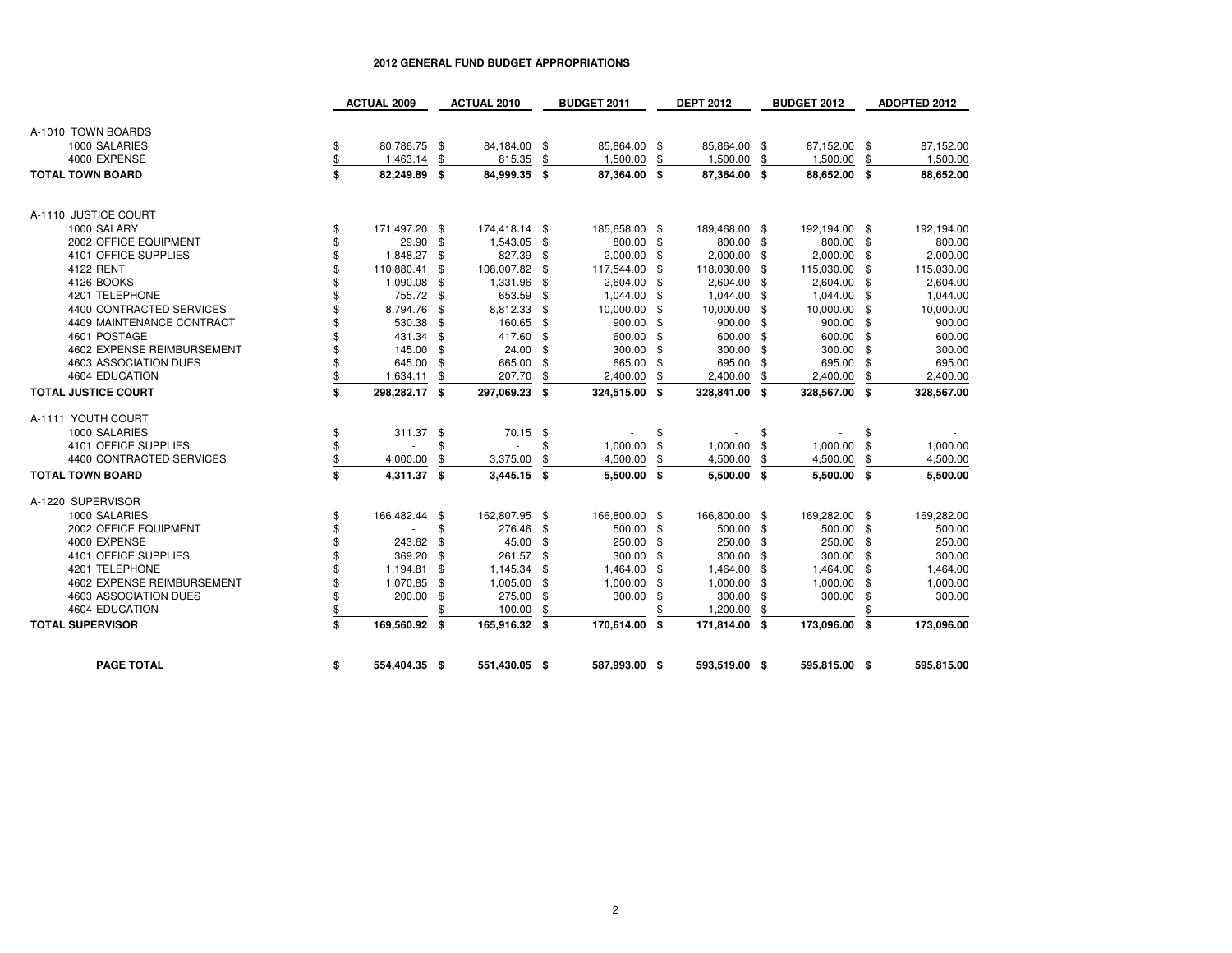# 2012 GENERAL FUND BUDGET APPROPRIATIONS

| | ACTUAL 2009 | ACTUAL 2010 | BUDGET 2011 | DEPT 2012 | BUDGET 2012 | ADOPTED 2012 |
|---|---|---|---|---|---|---|
| A-1010 TOWN BOARDS | | | | | | |
| 1000 SALARIES | $ 80,786.75 | $ 84,184.00 | $ 85,864.00 | $ 85,864.00 | $ 87,152.00 | $ 87,152.00 |
| 4000 EXPENSE | $ 1,463.14 | $ 815.35 | $ 1,500.00 | $ 1,500.00 | $ 1,500.00 | $ 1,500.00 |
| **TOTAL TOWN BOARD** | **$ 82,249.89** | **$ 84,999.35** | **$ 87,364.00** | **$ 87,364.00** | **$ 88,652.00** | **$ 88,652.00** |
| A-1110 JUSTICE COURT | | | | | | |
| 1000 SALARY | $ 171,497.20 | $ 174,418.14 | $ 185,658.00 | $ 189,468.00 | $ 192,194.00 | $ 192,194.00 |
| 2002 OFFICE EQUIPMENT | $ 29.90 | $ 1,543.05 | $ 800.00 | $ 800.00 | $ 800.00 | $ 800.00 |
| 4101 OFFICE SUPPLIES | $ 1,848.27 | $ 827.39 | $ 2,000.00 | $ 2,000.00 | $ 2,000.00 | $ 2,000.00 |
| 4122 RENT | $ 110,880.41 | $ 108,007.82 | $ 117,544.00 | $ 118,030.00 | $ 115,030.00 | $ 115,030.00 |
| 4126 BOOKS | $ 1,090.08 | $ 1,331.96 | $ 2,604.00 | $ 2,604.00 | $ 2,604.00 | $ 2,604.00 |
| 4201 TELEPHONE | $ 755.72 | $ 653.59 | $ 1,044.00 | $ 1,044.00 | $ 1,044.00 | $ 1,044.00 |
| 4400 CONTRACTED SERVICES | $ 8,794.76 | $ 8,812.33 | $ 10,000.00 | $ 10,000.00 | $ 10,000.00 | $ 10,000.00 |
| 4409 MAINTENANCE CONTRACT | $ 530.38 | $ 160.65 | $ 900.00 | $ 900.00 | $ 900.00 | $ 900.00 |
| 4601 POSTAGE | $ 431.34 | $ 417.60 | $ 600.00 | $ 600.00 | $ 600.00 | $ 600.00 |
| 4602 EXPENSE REIMBURSEMENT | $ 145.00 | $ 24.00 | $ 300.00 | $ 300.00 | $ 300.00 | $ 300.00 |
| 4603 ASSOCIATION DUES | $ 645.00 | $ 665.00 | $ 665.00 | $ 695.00 | $ 695.00 | $ 695.00 |
| 4604 EDUCATION | $ 1,634.11 | $ 207.70 | $ 2,400.00 | $ 2,400.00 | $ 2,400.00 | $ 2,400.00 |
| **TOTAL JUSTICE COURT** | **$ 298,282.17** | **$ 297,069.23** | **$ 324,515.00** | **$ 328,841.00** | **$ 328,567.00** | **$ 328,567.00** |
| A-1111 YOUTH COURT | | | | | | |
| 1000 SALARIES | $ 311.37 | $ 70.15 | $ - | $ - | $ - | $ - |
| 4101 OFFICE SUPPLIES | $ - | $ - | $ 1,000.00 | $ 1,000.00 | $ 1,000.00 | $ 1,000.00 |
| 4400 CONTRACTED SERVICES | $ 4,000.00 | $ 3,375.00 | $ 4,500.00 | $ 4,500.00 | $ 4,500.00 | $ 4,500.00 |
| **TOTAL TOWN BOARD** | **$ 4,311.37** | **$ 3,445.15** | **$ 5,500.00** | **$ 5,500.00** | **$ 5,500.00** | **$ 5,500.00** |
| A-1220 SUPERVISOR | | | | | | |
| 1000 SALARIES | $ 166,482.44 | $ 162,807.95 | $ 166,800.00 | $ 166,800.00 | $ 169,282.00 | $ 169,282.00 |
| 2002 OFFICE EQUIPMENT | $ - | $ 276.46 | $ 500.00 | $ 500.00 | $ 500.00 | $ 500.00 |
| 4000 EXPENSE | $ 243.62 | $ 45.00 | $ 250.00 | $ 250.00 | $ 250.00 | $ 250.00 |
| 4101 OFFICE SUPPLIES | $ 369.20 | $ 261.57 | $ 300.00 | $ 300.00 | $ 300.00 | $ 300.00 |
| 4201 TELEPHONE | $ 1,194.81 | $ 1,145.34 | $ 1,464.00 | $ 1,464.00 | $ 1,464.00 | $ 1,464.00 |
| 4602 EXPENSE REIMBURSEMENT | $ 1,070.85 | $ 1,005.00 | $ 1,000.00 | $ 1,000.00 | $ 1,000.00 | $ 1,000.00 |
| 4603 ASSOCIATION DUES | $ 200.00 | $ 275.00 | $ 300.00 | $ 300.00 | $ 300.00 | $ 300.00 |
| 4604 EDUCATION | $ - | $ 100.00 | $ - | $ 1,200.00 | $ - | $ - |
| **TOTAL SUPERVISOR** | **$ 169,560.92** | **$ 165,916.32** | **$ 170,614.00** | **$ 171,814.00** | **$ 173,096.00** | **$ 173,096.00** |
| **PAGE TOTAL** | **$ 554,404.35** | **$ 551,430.05** | **$ 587,993.00** | **$ 593,519.00** | **$ 595,815.00** | **$ 595,815.00** |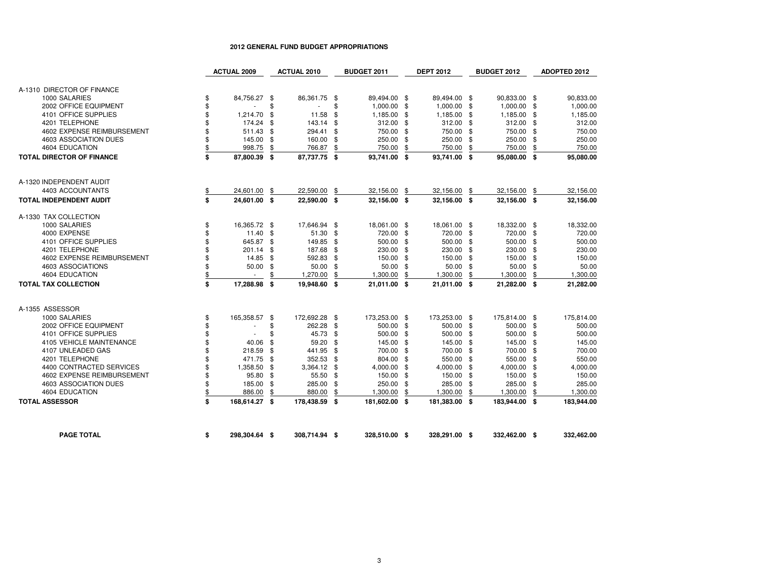# 2012 GENERAL FUND BUDGET APPROPRIATIONS

| | ACTUAL 2009 | ACTUAL 2010 | BUDGET 2011 | DEPT 2012 | BUDGET 2012 | ADOPTED 2012 |
|---|---|---|---|---|---|---|
| A-1310 DIRECTOR OF FINANCE | | | | | | |
| 1000 SALARIES | $ 84,756.27 | $ 86,361.75 | $ 89,494.00 | $ 89,494.00 | $ 90,833.00 | $ 90,833.00 |
| 2002 OFFICE EQUIPMENT | $ - | $ - | $ 1,000.00 | $ 1,000.00 | $ 1,000.00 | $ 1,000.00 |
| 4101 OFFICE SUPPLIES | $ 1,214.70 | $ 11.58 | $ 1,185.00 | $ 1,185.00 | $ 1,185.00 | $ 1,185.00 |
| 4201 TELEPHONE | $ 174.24 | $ 143.14 | $ 312.00 | $ 312.00 | $ 312.00 | $ 312.00 |
| 4602 EXPENSE REIMBURSEMENT | $ 511.43 | $ 294.41 | $ 750.00 | $ 750.00 | $ 750.00 | $ 750.00 |
| 4603 ASSOCIATION DUES | $ 145.00 | $ 160.00 | $ 250.00 | $ 250.00 | $ 250.00 | $ 250.00 |
| 4604 EDUCATION | $ 998.75 | $ 766.87 | $ 750.00 | $ 750.00 | $ 750.00 | $ 750.00 |
| **TOTAL DIRECTOR OF FINANCE** | **$ 87,800.39** | **$ 87,737.75** | **$ 93,741.00** | **$ 93,741.00** | **$ 95,080.00** | **$ 95,080.00** |
| A-1320 INDEPENDENT AUDIT | | | | | | |
| 4403 ACCOUNTANTS | $ 24,601.00 | $ 22,590.00 | $ 32,156.00 | $ 32,156.00 | $ 32,156.00 | $ 32,156.00 |
| **TOTAL INDEPENDENT AUDIT** | **$ 24,601.00** | **$ 22,590.00** | **$ 32,156.00** | **$ 32,156.00** | **$ 32,156.00** | **$ 32,156.00** |
| A-1330 TAX COLLECTION | | | | | | |
| 1000 SALARIES | $ 16,365.72 | $ 17,646.94 | $ 18,061.00 | $ 18,061.00 | $ 18,332.00 | $ 18,332.00 |
| 4000 EXPENSE | $ 11.40 | $ 51.30 | $ 720.00 | $ 720.00 | $ 720.00 | $ 720.00 |
| 4101 OFFICE SUPPLIES | $ 645.87 | $ 149.85 | $ 500.00 | $ 500.00 | $ 500.00 | $ 500.00 |
| 4201 TELEPHONE | $ 201.14 | $ 187.68 | $ 230.00 | $ 230.00 | $ 230.00 | $ 230.00 |
| 4602 EXPENSE REIMBURSEMENT | $ 14.85 | $ 592.83 | $ 150.00 | $ 150.00 | $ 150.00 | $ 150.00 |
| 4603 ASSOCIATIONS | $ 50.00 | $ 50.00 | $ 50.00 | $ 50.00 | $ 50.00 | $ 50.00 |
| 4604 EDUCATION | $ - | $ 1,270.00 | $ 1,300.00 | $ 1,300.00 | $ 1,300.00 | $ 1,300.00 |
| **TOTAL TAX COLLECTION** | **$ 17,288.98** | **$ 19,948.60** | **$ 21,011.00** | **$ 21,011.00** | **$ 21,282.00** | **$ 21,282.00** |
| A-1355 ASSESSOR | | | | | | |
| 1000 SALARIES | $ 165,358.57 | $ 172,692.28 | $ 173,253.00 | $ 173,253.00 | $ 175,814.00 | $ 175,814.00 |
| 2002 OFFICE EQUIPMENT | $ - | $ 262.28 | $ 500.00 | $ 500.00 | $ 500.00 | $ 500.00 |
| 4101 OFFICE SUPPLIES | $ - | $ 45.73 | $ 500.00 | $ 500.00 | $ 500.00 | $ 500.00 |
| 4105 VEHICLE MAINTENANCE | $ 40.06 | $ 59.20 | $ 145.00 | $ 145.00 | $ 145.00 | $ 145.00 |
| 4107 UNLEADED GAS | $ 218.59 | $ 441.95 | $ 700.00 | $ 700.00 | $ 700.00 | $ 700.00 |
| 4201 TELEPHONE | $ 471.75 | $ 352.53 | $ 804.00 | $ 550.00 | $ 550.00 | $ 550.00 |
| 4400 CONTRACTED SERVICES | $ 1,358.50 | $ 3,364.12 | $ 4,000.00 | $ 4,000.00 | $ 4,000.00 | $ 4,000.00 |
| 4602 EXPENSE REIMBURSEMENT | $ 95.80 | $ 55.50 | $ 150.00 | $ 150.00 | $ 150.00 | $ 150.00 |
| 4603 ASSOCIATION DUES | $ 185.00 | $ 285.00 | $ 250.00 | $ 285.00 | $ 285.00 | $ 285.00 |
| 4604 EDUCATION | $ 886.00 | $ 880.00 | $ 1,300.00 | $ 1,300.00 | $ 1,300.00 | $ 1,300.00 |
| **TOTAL ASSESSOR** | **$ 168,614.27** | **$ 178,438.59** | **$ 181,602.00** | **$ 181,383.00** | **$ 183,944.00** | **$ 183,944.00** |
| **PAGE TOTAL** | **$ 298,304.64** | **$ 308,714.94** | **$ 328,510.00** | **$ 328,291.00** | **$ 332,462.00** | **$ 332,462.00** |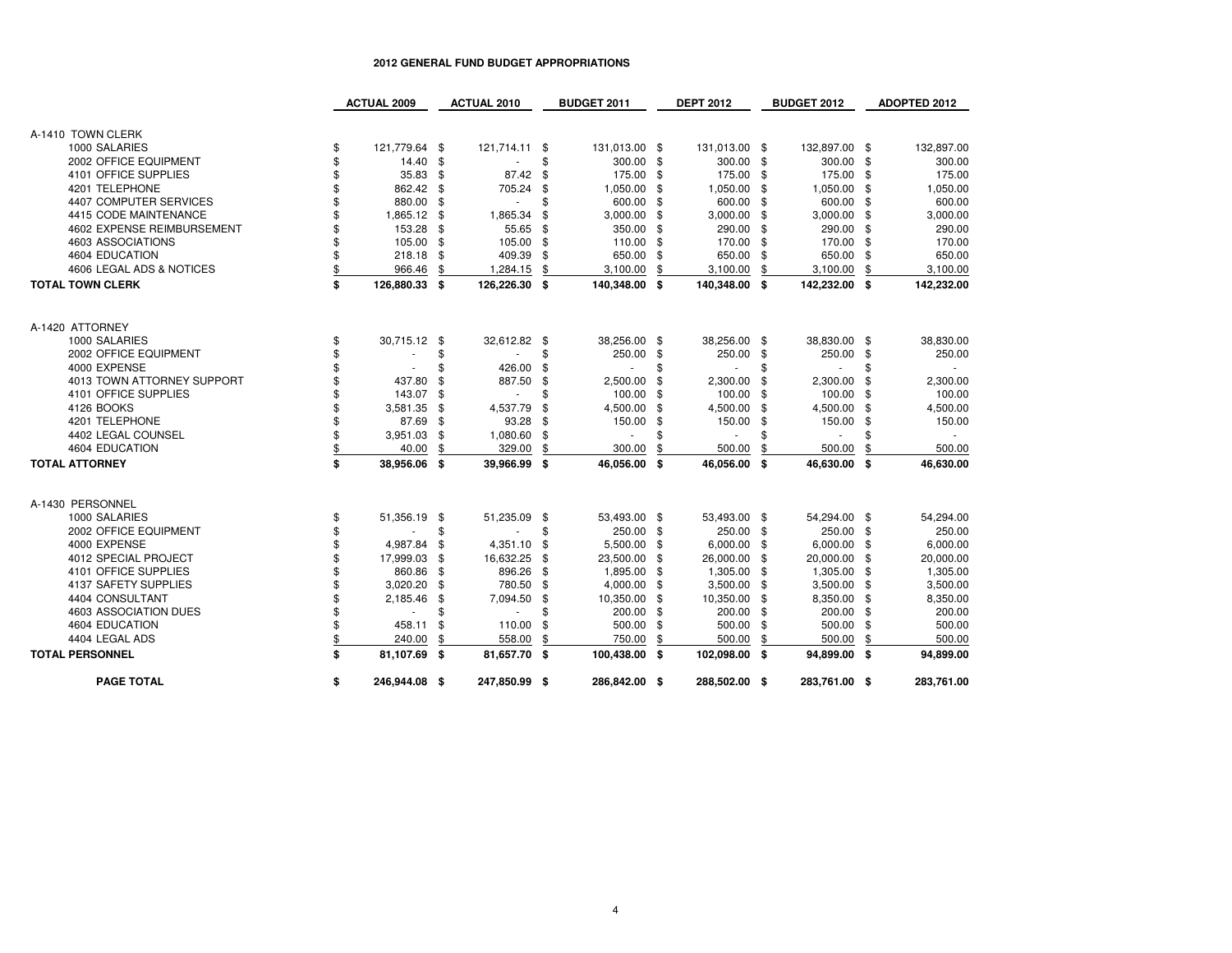## 2012 GENERAL FUND BUDGET APPROPRIATIONS

| | ACTUAL 2009 | ACTUAL 2010 | BUDGET 2011 | DEPT 2012 | BUDGET 2012 | ADOPTED 2012 |
|---|---|---|---|---|---|---|
| **A-1410 TOWN CLERK** | | | | | | |
| 1000 SALARIES | $ 121,779.64 | $ 121,714.11 | $ 131,013.00 | $ 131,013.00 | $ 132,897.00 | $ 132,897.00 |
| 2002 OFFICE EQUIPMENT | $ 14.40 | $ - | $ 300.00 | $ 300.00 | $ 300.00 | $ 300.00 |
| 4101 OFFICE SUPPLIES | $ 35.83 | $ 87.42 | $ 175.00 | $ 175.00 | $ 175.00 | $ 175.00 |
| 4201 TELEPHONE | $ 862.42 | $ 705.24 | $ 1,050.00 | $ 1,050.00 | $ 1,050.00 | $ 1,050.00 |
| 4407 COMPUTER SERVICES | $ 880.00 | $ - | $ 600.00 | $ 600.00 | $ 600.00 | $ 600.00 |
| 4415 CODE MAINTENANCE | $ 1,865.12 | $ 1,865.34 | $ 3,000.00 | $ 3,000.00 | $ 3,000.00 | $ 3,000.00 |
| 4602 EXPENSE REIMBURSEMENT | $ 153.28 | $ 55.65 | $ 350.00 | $ 290.00 | $ 290.00 | $ 290.00 |
| 4603 ASSOCIATIONS | $ 105.00 | $ 105.00 | $ 110.00 | $ 170.00 | $ 170.00 | $ 170.00 |
| 4604 EDUCATION | $ 218.18 | $ 409.39 | $ 650.00 | $ 650.00 | $ 650.00 | $ 650.00 |
| 4606 LEGAL ADS & NOTICES | $ 966.46 | $ 1,284.15 | $ 3,100.00 | $ 3,100.00 | $ 3,100.00 | $ 3,100.00 |
| **TOTAL TOWN CLERK** | **$ 126,880.33** | **$ 126,226.30** | **$ 140,348.00** | **$ 140,348.00** | **$ 142,232.00** | **$ 142,232.00** |
| **A-1420 ATTORNEY** | | | | | | |
| 1000 SALARIES | $ 30,715.12 | $ 32,612.82 | $ 38,256.00 | $ 38,256.00 | $ 38,830.00 | $ 38,830.00 |
| 2002 OFFICE EQUIPMENT | $ - | $ - | $ 250.00 | $ 250.00 | $ 250.00 | $ 250.00 |
| 4000 EXPENSE | $ - | $ 426.00 | $ - | $ - | $ - | $ - |
| 4013 TOWN ATTORNEY SUPPORT | $ 437.80 | $ 887.50 | $ 2,500.00 | $ 2,300.00 | $ 2,300.00 | $ 2,300.00 |
| 4101 OFFICE SUPPLIES | $ 143.07 | $ - | $ 100.00 | $ 100.00 | $ 100.00 | $ 100.00 |
| 4126 BOOKS | $ 3,581.35 | $ 4,537.79 | $ 4,500.00 | $ 4,500.00 | $ 4,500.00 | $ 4,500.00 |
| 4201 TELEPHONE | $ 87.69 | $ 93.28 | $ 150.00 | $ 150.00 | $ 150.00 | $ 150.00 |
| 4402 LEGAL COUNSEL | $ 3,951.03 | $ 1,080.60 | $ - | $ - | $ - | $ - |
| 4604 EDUCATION | $ 40.00 | $ 329.00 | $ 300.00 | $ 500.00 | $ 500.00 | $ 500.00 |
| **TOTAL ATTORNEY** | **$ 38,956.06** | **$ 39,966.99** | **$ 46,056.00** | **$ 46,056.00** | **$ 46,630.00** | **$ 46,630.00** |
| **A-1430 PERSONNEL** | | | | | | |
| 1000 SALARIES | $ 51,356.19 | $ 51,235.09 | $ 53,493.00 | $ 53,493.00 | $ 54,294.00 | $ 54,294.00 |
| 2002 OFFICE EQUIPMENT | $ - | $ - | $ 250.00 | $ 250.00 | $ 250.00 | $ 250.00 |
| 4000 EXPENSE | $ 4,987.84 | $ 4,351.10 | $ 5,500.00 | $ 6,000.00 | $ 6,000.00 | $ 6,000.00 |
| 4012 SPECIAL PROJECT | $ 17,999.03 | $ 16,632.25 | $ 23,500.00 | $ 26,000.00 | $ 20,000.00 | $ 20,000.00 |
| 4101 OFFICE SUPPLIES | $ 860.86 | $ 896.26 | $ 1,895.00 | $ 1,305.00 | $ 1,305.00 | $ 1,305.00 |
| 4137 SAFETY SUPPLIES | $ 3,020.20 | $ 780.50 | $ 4,000.00 | $ 3,500.00 | $ 3,500.00 | $ 3,500.00 |
| 4404 CONSULTANT | $ 2,185.46 | $ 7,094.50 | $ 10,350.00 | $ 10,350.00 | $ 8,350.00 | $ 8,350.00 |
| 4603 ASSOCIATION DUES | $ - | $ - | $ 200.00 | $ 200.00 | $ 200.00 | $ 200.00 |
| 4604 EDUCATION | $ 458.11 | $ 110.00 | $ 500.00 | $ 500.00 | $ 500.00 | $ 500.00 |
| 4404 LEGAL ADS | $ 240.00 | $ 558.00 | $ 750.00 | $ 500.00 | $ 500.00 | $ 500.00 |
| **TOTAL PERSONNEL** | **$ 81,107.69** | **$ 81,657.70** | **$ 100,438.00** | **$ 102,098.00** | **$ 94,899.00** | **$ 94,899.00** |
| **PAGE TOTAL** | **$ 246,944.08** | **$ 247,850.99** | **$ 286,842.00** | **$ 288,502.00** | **$ 283,761.00** | **$ 283,761.00** |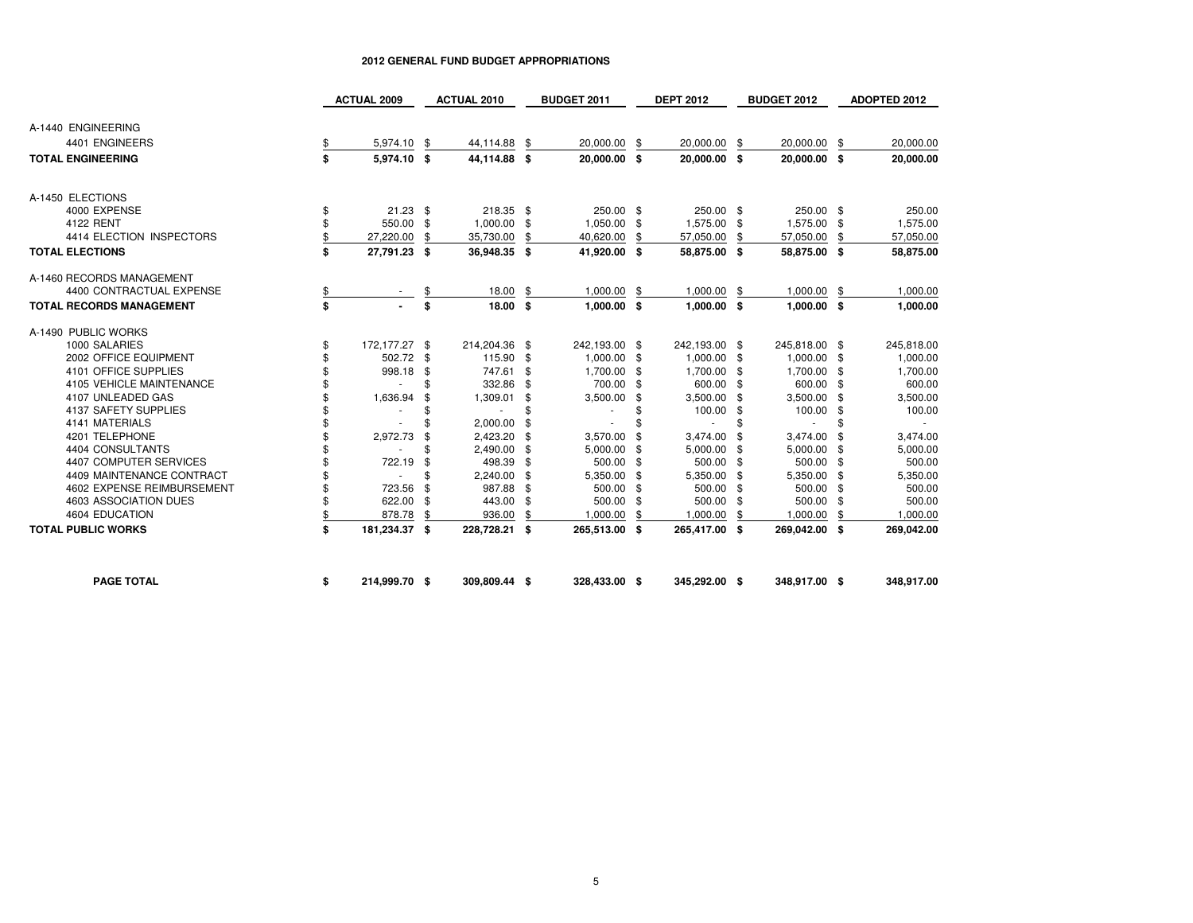# 2012 GENERAL FUND BUDGET APPROPRIATIONS

| | ACTUAL 2009 | ACTUAL 2010 | BUDGET 2011 | DEPT 2012 | BUDGET 2012 | ADOPTED 2012 |
|---|---|---|---|---|---|---|
| A-1440 ENGINEERING | | | | | | |
| 4401 ENGINEERS | $ 5,974.10 | $ 44,114.88 | $ 20,000.00 | $ 20,000.00 | $ 20,000.00 | $ 20,000.00 |
| **TOTAL ENGINEERING** | **$ 5,974.10** | **$ 44,114.88** | **$ 20,000.00** | **$ 20,000.00** | **$ 20,000.00** | **$ 20,000.00** |
| A-1450 ELECTIONS | | | | | | |
| 4000 EXPENSE | $ 21.23 | $ 218.35 | $ 250.00 | $ 250.00 | $ 250.00 | $ 250.00 |
| 4122 RENT | $ 550.00 | $ 1,000.00 | $ 1,050.00 | $ 1,575.00 | $ 1,575.00 | $ 1,575.00 |
| 4414 ELECTION INSPECTORS | $ 27,220.00 | $ 35,730.00 | $ 40,620.00 | $ 57,050.00 | $ 57,050.00 | $ 57,050.00 |
| **TOTAL ELECTIONS** | **$ 27,791.23** | **$ 36,948.35** | **$ 41,920.00** | **$ 58,875.00** | **$ 58,875.00** | **$ 58,875.00** |
| A-1460 RECORDS MANAGEMENT | | | | | | |
| 4400 CONTRACTUAL EXPENSE | $ - | $ 18.00 | $ 1,000.00 | $ 1,000.00 | $ 1,000.00 | $ 1,000.00 |
| **TOTAL RECORDS MANAGEMENT** | **$ -** | **$ 18.00** | **$ 1,000.00** | **$ 1,000.00** | **$ 1,000.00** | **$ 1,000.00** |
| A-1490 PUBLIC WORKS | | | | | | |
| 1000 SALARIES | $ 172,177.27 | $ 214,204.36 | $ 242,193.00 | $ 242,193.00 | $ 245,818.00 | $ 245,818.00 |
| 2002 OFFICE EQUIPMENT | $ 502.72 | $ 115.90 | $ 1,000.00 | $ 1,000.00 | $ 1,000.00 | $ 1,000.00 |
| 4101 OFFICE SUPPLIES | $ 998.18 | $ 747.61 | $ 1,700.00 | $ 1,700.00 | $ 1,700.00 | $ 1,700.00 |
| 4105 VEHICLE MAINTENANCE | $ - | $ 332.86 | $ 700.00 | $ 600.00 | $ 600.00 | $ 600.00 |
| 4107 UNLEADED GAS | $ 1,636.94 | $ 1,309.01 | $ 3,500.00 | $ 3,500.00 | $ 3,500.00 | $ 3,500.00 |
| 4137 SAFETY SUPPLIES | $ - | $ - | $ - | $ 100.00 | $ 100.00 | $ 100.00 |
| 4141 MATERIALS | $ - | $ 2,000.00 | $ - | $ - | $ - | $ - |
| 4201 TELEPHONE | $ 2,972.73 | $ 2,423.20 | $ 3,570.00 | $ 3,474.00 | $ 3,474.00 | $ 3,474.00 |
| 4404 CONSULTANTS | $ - | $ 2,490.00 | $ 5,000.00 | $ 5,000.00 | $ 5,000.00 | $ 5,000.00 |
| 4407 COMPUTER SERVICES | $ 722.19 | $ 498.39 | $ 500.00 | $ 500.00 | $ 500.00 | $ 500.00 |
| 4409 MAINTENANCE CONTRACT | $ - | $ 2,240.00 | $ 5,350.00 | $ 5,350.00 | $ 5,350.00 | $ 5,350.00 |
| 4602 EXPENSE REIMBURSEMENT | $ 723.56 | $ 987.88 | $ 500.00 | $ 500.00 | $ 500.00 | $ 500.00 |
| 4603 ASSOCIATION DUES | $ 622.00 | $ 443.00 | $ 500.00 | $ 500.00 | $ 500.00 | $ 500.00 |
| 4604 EDUCATION | $ 878.78 | $ 936.00 | $ 1,000.00 | $ 1,000.00 | $ 1,000.00 | $ 1,000.00 |
| **TOTAL PUBLIC WORKS** | **$ 181,234.37** | **$ 228,728.21** | **$ 265,513.00** | **$ 265,417.00** | **$ 269,042.00** | **$ 269,042.00** |
| **PAGE TOTAL** | **$ 214,999.70** | **$ 309,809.44** | **$ 328,433.00** | **$ 345,292.00** | **$ 348,917.00** | **$ 348,917.00** |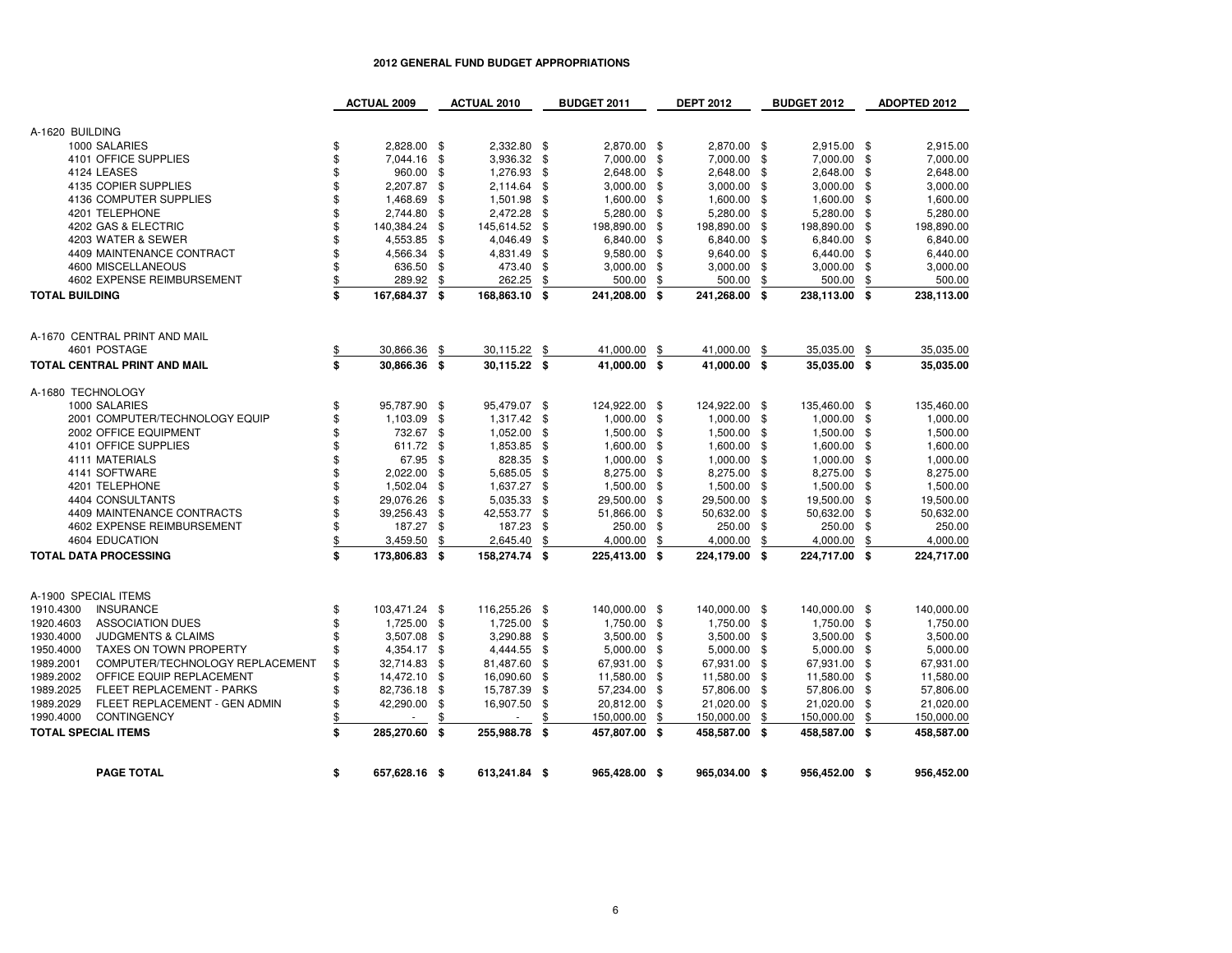# 2012 GENERAL FUND BUDGET APPROPRIATIONS

| | ACTUAL 2009 | ACTUAL 2010 | BUDGET 2011 | DEPT 2012 | BUDGET 2012 | ADOPTED 2012 |
|---|---|---|---|---|---|---|
| **A-1620 BUILDING** | | | | | | |
| 1000 SALARIES | $ 2,828.00 | $ 2,332.80 | $ 2,870.00 | $ 2,870.00 | $ 2,915.00 | $ 2,915.00 |
| 4101 OFFICE SUPPLIES | $ 7,044.16 | $ 3,936.32 | $ 7,000.00 | $ 7,000.00 | $ 7,000.00 | $ 7,000.00 |
| 4124 LEASES | $ 960.00 | $ 1,276.93 | $ 2,648.00 | $ 2,648.00 | $ 2,648.00 | $ 2,648.00 |
| 4135 COPIER SUPPLIES | $ 2,207.87 | $ 2,114.64 | $ 3,000.00 | $ 3,000.00 | $ 3,000.00 | $ 3,000.00 |
| 4136 COMPUTER SUPPLIES | $ 1,468.69 | $ 1,501.98 | $ 1,600.00 | $ 1,600.00 | $ 1,600.00 | $ 1,600.00 |
| 4201 TELEPHONE | $ 2,744.80 | $ 2,472.28 | $ 5,280.00 | $ 5,280.00 | $ 5,280.00 | $ 5,280.00 |
| 4202 GAS & ELECTRIC | $ 140,384.24 | $ 145,614.52 | $ 198,890.00 | $ 198,890.00 | $ 198,890.00 | $ 198,890.00 |
| 4203 WATER & SEWER | $ 4,553.85 | $ 4,046.49 | $ 6,840.00 | $ 6,840.00 | $ 6,840.00 | $ 6,840.00 |
| 4409 MAINTENANCE CONTRACT | $ 4,566.34 | $ 4,831.49 | $ 9,580.00 | $ 9,640.00 | $ 6,440.00 | $ 6,440.00 |
| 4600 MISCELLANEOUS | $ 636.50 | $ 473.40 | $ 3,000.00 | $ 3,000.00 | $ 3,000.00 | $ 3,000.00 |
| 4602 EXPENSE REIMBURSEMENT | $ 289.92 | $ 262.25 | $ 500.00 | $ 500.00 | $ 500.00 | $ 500.00 |
| **TOTAL BUILDING** | **$ 167,684.37** | **$ 168,863.10** | **$ 241,208.00** | **$ 241,268.00** | **$ 238,113.00** | **$ 238,113.00** |
| **A-1670 CENTRAL PRINT AND MAIL** | | | | | | |
| 4601 POSTAGE | $ 30,866.36 | $ 30,115.22 | $ 41,000.00 | $ 41,000.00 | $ 35,035.00 | $ 35,035.00 |
| **TOTAL CENTRAL PRINT AND MAIL** | **$ 30,866.36** | **$ 30,115.22** | **$ 41,000.00** | **$ 41,000.00** | **$ 35,035.00** | **$ 35,035.00** |
| **A-1680 TECHNOLOGY** | | | | | | |
| 1000 SALARIES | $ 95,787.90 | $ 95,479.07 | $ 124,922.00 | $ 124,922.00 | $ 135,460.00 | $ 135,460.00 |
| 2001 COMPUTER/TECHNOLOGY EQUIP | $ 1,103.09 | $ 1,317.42 | $ 1,000.00 | $ 1,000.00 | $ 1,000.00 | $ 1,000.00 |
| 2002 OFFICE EQUIPMENT | $ 732.67 | $ 1,052.00 | $ 1,500.00 | $ 1,500.00 | $ 1,500.00 | $ 1,500.00 |
| 4101 OFFICE SUPPLIES | $ 611.72 | $ 1,853.85 | $ 1,600.00 | $ 1,600.00 | $ 1,600.00 | $ 1,600.00 |
| 4111 MATERIALS | $ 67.95 | $ 828.35 | $ 1,000.00 | $ 1,000.00 | $ 1,000.00 | $ 1,000.00 |
| 4141 SOFTWARE | $ 2,022.00 | $ 5,685.05 | $ 8,275.00 | $ 8,275.00 | $ 8,275.00 | $ 8,275.00 |
| 4201 TELEPHONE | $ 1,502.04 | $ 1,637.27 | $ 1,500.00 | $ 1,500.00 | $ 1,500.00 | $ 1,500.00 |
| 4404 CONSULTANTS | $ 29,076.26 | $ 5,035.33 | $ 29,500.00 | $ 29,500.00 | $ 19,500.00 | $ 19,500.00 |
| 4409 MAINTENANCE CONTRACTS | $ 39,256.43 | $ 42,553.77 | $ 51,866.00 | $ 50,632.00 | $ 50,632.00 | $ 50,632.00 |
| 4602 EXPENSE REIMBURSEMENT | $ 187.27 | $ 187.23 | $ 250.00 | $ 250.00 | $ 250.00 | $ 250.00 |
| 4604 EDUCATION | $ 3,459.50 | $ 2,645.40 | $ 4,000.00 | $ 4,000.00 | $ 4,000.00 | $ 4,000.00 |
| **TOTAL DATA PROCESSING** | **$ 173,806.83** | **$ 158,274.74** | **$ 225,413.00** | **$ 224,179.00** | **$ 224,717.00** | **$ 224,717.00** |
| **A-1900 SPECIAL ITEMS** | | | | | | |
| 1910.4300 INSURANCE | $ 103,471.24 | $ 116,255.26 | $ 140,000.00 | $ 140,000.00 | $ 140,000.00 | $ 140,000.00 |
| 1920.4603 ASSOCIATION DUES | $ 1,725.00 | $ 1,725.00 | $ 1,750.00 | $ 1,750.00 | $ 1,750.00 | $ 1,750.00 |
| 1930.4000 JUDGMENTS & CLAIMS | $ 3,507.08 | $ 3,290.88 | $ 3,500.00 | $ 3,500.00 | $ 3,500.00 | $ 3,500.00 |
| 1950.4000 TAXES ON TOWN PROPERTY | $ 4,354.17 | $ 4,444.55 | $ 5,000.00 | $ 5,000.00 | $ 5,000.00 | $ 5,000.00 |
| 1989.2001 COMPUTER/TECHNOLOGY REPLACEMENT | $ 32,714.83 | $ 81,487.60 | $ 67,931.00 | $ 67,931.00 | $ 67,931.00 | $ 67,931.00 |
| 1989.2002 OFFICE EQUIP REPLACEMENT | $ 14,472.10 | $ 16,090.60 | $ 11,580.00 | $ 11,580.00 | $ 11,580.00 | $ 11,580.00 |
| 1989.2025 FLEET REPLACEMENT - PARKS | $ 82,736.18 | $ 15,787.39 | $ 57,234.00 | $ 57,806.00 | $ 57,806.00 | $ 57,806.00 |
| 1989.2029 FLEET REPLACEMENT - GEN ADMIN | $ 42,290.00 | $ 16,907.50 | $ 20,812.00 | $ 21,020.00 | $ 21,020.00 | $ 21,020.00 |
| 1990.4000 CONTINGENCY | $ - | $ - | $ 150,000.00 | $ 150,000.00 | $ 150,000.00 | $ 150,000.00 |
| **TOTAL SPECIAL ITEMS** | **$ 285,270.60** | **$ 255,988.78** | **$ 457,807.00** | **$ 458,587.00** | **$ 458,587.00** | **$ 458,587.00** |
| **PAGE TOTAL** | **$ 657,628.16** | **$ 613,241.84** | **$ 965,428.00** | **$ 965,034.00** | **$ 956,452.00** | **$ 956,452.00** |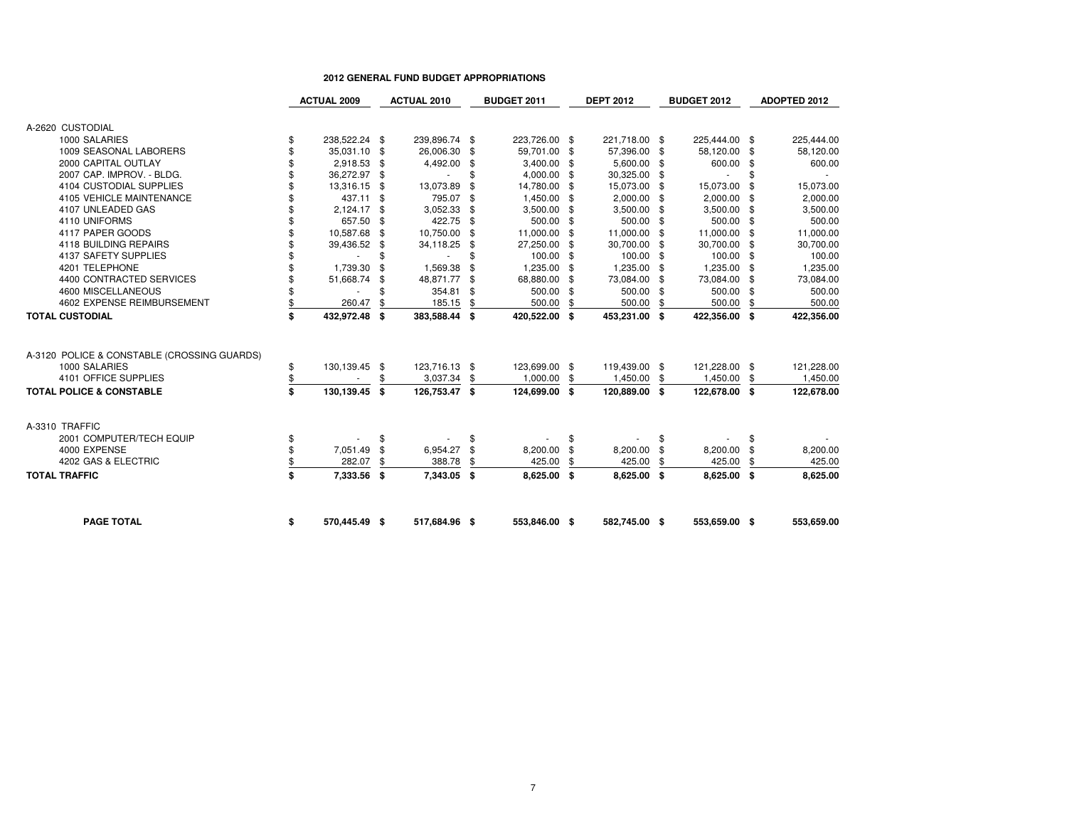# 2012 GENERAL FUND BUDGET APPROPRIATIONS

| | ACTUAL 2009 | ACTUAL 2010 | BUDGET 2011 | DEPT 2012 | BUDGET 2012 | ADOPTED 2012 |
|---|---|---|---|---|---|---|
| A-2620 CUSTODIAL | | | | | | |
| 1000 SALARIES | $ 238,522.24 | $ 239,896.74 | $ 223,726.00 | $ 221,718.00 | $ 225,444.00 | $ 225,444.00 |
| 1009 SEASONAL LABORERS | $ 35,031.10 | $ 26,006.30 | $ 59,701.00 | $ 57,396.00 | $ 58,120.00 | $ 58,120.00 |
| 2000 CAPITAL OUTLAY | $ 2,918.53 | $ 4,492.00 | $ 3,400.00 | $ 5,600.00 | $ 600.00 | $ 600.00 |
| 2007 CAP. IMPROV. - BLDG. | $ 36,272.97 | $ - | $ 4,000.00 | $ 30,325.00 | $ - | $ - |
| 4104 CUSTODIAL SUPPLIES | $ 13,316.15 | $ 13,073.89 | $ 14,780.00 | $ 15,073.00 | $ 15,073.00 | $ 15,073.00 |
| 4105 VEHICLE MAINTENANCE | $ 437.11 | $ 795.07 | $ 1,450.00 | $ 2,000.00 | $ 2,000.00 | $ 2,000.00 |
| 4107 UNLEADED GAS | $ 2,124.17 | $ 3,052.33 | $ 3,500.00 | $ 3,500.00 | $ 3,500.00 | $ 3,500.00 |
| 4110 UNIFORMS | $ 657.50 | $ 422.75 | $ 500.00 | $ 500.00 | $ 500.00 | $ 500.00 |
| 4117 PAPER GOODS | $ 10,587.68 | $ 10,750.00 | $ 11,000.00 | $ 11,000.00 | $ 11,000.00 | $ 11,000.00 |
| 4118 BUILDING REPAIRS | $ 39,436.52 | $ 34,118.25 | $ 27,250.00 | $ 30,700.00 | $ 30,700.00 | $ 30,700.00 |
| 4137 SAFETY SUPPLIES | $ - | $ - | $ 100.00 | $ 100.00 | $ 100.00 | $ 100.00 |
| 4201 TELEPHONE | $ 1,739.30 | $ 1,569.38 | $ 1,235.00 | $ 1,235.00 | $ 1,235.00 | $ 1,235.00 |
| 4400 CONTRACTED SERVICES | $ 51,668.74 | $ 48,871.77 | $ 68,880.00 | $ 73,084.00 | $ 73,084.00 | $ 73,084.00 |
| 4600 MISCELLANEOUS | $ - | $ 354.81 | $ 500.00 | $ 500.00 | $ 500.00 | $ 500.00 |
| 4602 EXPENSE REIMBURSEMENT | $ 260.47 | $ 185.15 | $ 500.00 | $ 500.00 | $ 500.00 | $ 500.00 |
| **TOTAL CUSTODIAL** | **$ 432,972.48** | **$ 383,588.44** | **$ 420,522.00** | **$ 453,231.00** | **$ 422,356.00** | **$ 422,356.00** |
| | | | | | | |
| A-3120 POLICE & CONSTABLE (CROSSING GUARDS) | | | | | | |
| 1000 SALARIES | $ 130,139.45 | $ 123,716.13 | $ 123,699.00 | $ 119,439.00 | $ 121,228.00 | $ 121,228.00 |
| 4101 OFFICE SUPPLIES | $ - | $ 3,037.34 | $ 1,000.00 | $ 1,450.00 | $ 1,450.00 | $ 1,450.00 |
| **TOTAL POLICE & CONSTABLE** | **$ 130,139.45** | **$ 126,753.47** | **$ 124,699.00** | **$ 120,889.00** | **$ 122,678.00** | **$ 122,678.00** |
| | | | | | | |
| A-3310 TRAFFIC | | | | | | |
| 2001 COMPUTER/TECH EQUIP | $ - | $ - | $ - | $ - | $ - | $ - |
| 4000 EXPENSE | $ 7,051.49 | $ 6,954.27 | $ 8,200.00 | $ 8,200.00 | $ 8,200.00 | $ 8,200.00 |
| 4202 GAS & ELECTRIC | $ 282.07 | $ 388.78 | $ 425.00 | $ 425.00 | $ 425.00 | $ 425.00 |
| **TOTAL TRAFFIC** | **$ 7,333.56** | **$ 7,343.05** | **$ 8,625.00** | **$ 8,625.00** | **$ 8,625.00** | **$ 8,625.00** |
| | | | | | | |
| **PAGE TOTAL** | **$ 570,445.49** | **$ 517,684.96** | **$ 553,846.00** | **$ 582,745.00** | **$ 553,659.00** | **$ 553,659.00** |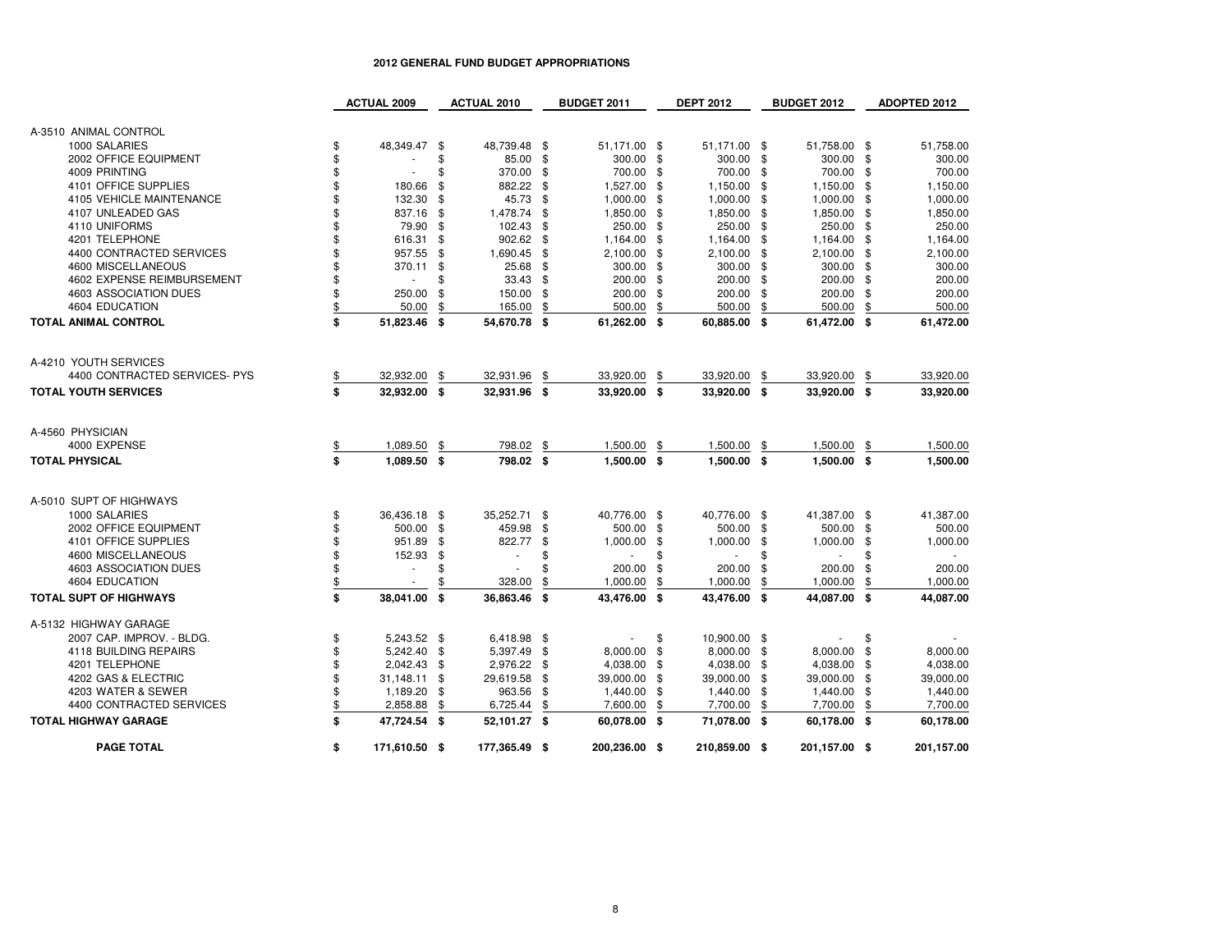## 2012 GENERAL FUND BUDGET APPROPRIATIONS

| | ACTUAL 2009 | ACTUAL 2010 | BUDGET 2011 | DEPT 2012 | BUDGET 2012 | ADOPTED 2012 |
|---|---|---|---|---|---|---|
| A-3510 ANIMAL CONTROL | | | | | | |
| 1000 SALARIES | $ 48,349.47 | $ 48,739.48 | $ 51,171.00 | $ 51,171.00 | $ 51,758.00 | $ 51,758.00 |
| 2002 OFFICE EQUIPMENT | $ - | $ 85.00 | $ 300.00 | $ 300.00 | $ 300.00 | $ 300.00 |
| 4009 PRINTING | $ - | $ 370.00 | $ 700.00 | $ 700.00 | $ 700.00 | $ 700.00 |
| 4101 OFFICE SUPPLIES | $ 180.66 | $ 882.22 | $ 1,527.00 | $ 1,150.00 | $ 1,150.00 | $ 1,150.00 |
| 4105 VEHICLE MAINTENANCE | $ 132.30 | $ 45.73 | $ 1,000.00 | $ 1,000.00 | $ 1,000.00 | $ 1,000.00 |
| 4107 UNLEADED GAS | $ 837.16 | $ 1,478.74 | $ 1,850.00 | $ 1,850.00 | $ 1,850.00 | $ 1,850.00 |
| 4110 UNIFORMS | $ 79.90 | $ 102.43 | $ 250.00 | $ 250.00 | $ 250.00 | $ 250.00 |
| 4201 TELEPHONE | $ 616.31 | $ 902.62 | $ 1,164.00 | $ 1,164.00 | $ 1,164.00 | $ 1,164.00 |
| 4400 CONTRACTED SERVICES | $ 957.55 | $ 1,690.45 | $ 2,100.00 | $ 2,100.00 | $ 2,100.00 | $ 2,100.00 |
| 4600 MISCELLANEOUS | $ 370.11 | $ 25.68 | $ 300.00 | $ 300.00 | $ 300.00 | $ 300.00 |
| 4602 EXPENSE REIMBURSEMENT | $ - | $ 33.43 | $ 200.00 | $ 200.00 | $ 200.00 | $ 200.00 |
| 4603 ASSOCIATION DUES | $ 250.00 | $ 150.00 | $ 200.00 | $ 200.00 | $ 200.00 | $ 200.00 |
| 4604 EDUCATION | $ 50.00 | $ 165.00 | $ 500.00 | $ 500.00 | $ 500.00 | $ 500.00 |
| **TOTAL ANIMAL CONTROL** | **$ 51,823.46** | **$ 54,670.78** | **$ 61,262.00** | **$ 60,885.00** | **$ 61,472.00** | **$ 61,472.00** |
| A-4210 YOUTH SERVICES | | | | | | |
| 4400 CONTRACTED SERVICES- PYS | $ 32,932.00 | $ 32,931.96 | $ 33,920.00 | $ 33,920.00 | $ 33,920.00 | $ 33,920.00 |
| **TOTAL YOUTH SERVICES** | **$ 32,932.00** | **$ 32,931.96** | **$ 33,920.00** | **$ 33,920.00** | **$ 33,920.00** | **$ 33,920.00** |
| A-4560 PHYSICIAN | | | | | | |
| 4000 EXPENSE | $ 1,089.50 | $ 798.02 | $ 1,500.00 | $ 1,500.00 | $ 1,500.00 | $ 1,500.00 |
| **TOTAL PHYSICAL** | **$ 1,089.50** | **$ 798.02** | **$ 1,500.00** | **$ 1,500.00** | **$ 1,500.00** | **$ 1,500.00** |
| A-5010 SUPT OF HIGHWAYS | | | | | | |
| 1000 SALARIES | $ 36,436.18 | $ 35,252.71 | $ 40,776.00 | $ 40,776.00 | $ 41,387.00 | $ 41,387.00 |
| 2002 OFFICE EQUIPMENT | $ 500.00 | $ 459.98 | $ 500.00 | $ 500.00 | $ 500.00 | $ 500.00 |
| 4101 OFFICE SUPPLIES | $ 951.89 | $ 822.77 | $ 1,000.00 | $ 1,000.00 | $ 1,000.00 | $ 1,000.00 |
| 4600 MISCELLANEOUS | $ 152.93 | $ - | $ - | $ - | $ - | $ - |
| 4603 ASSOCIATION DUES | $ - | $ - | $ 200.00 | $ 200.00 | $ 200.00 | $ 200.00 |
| 4604 EDUCATION | $ - | $ 328.00 | $ 1,000.00 | $ 1,000.00 | $ 1,000.00 | $ 1,000.00 |
| **TOTAL SUPT OF HIGHWAYS** | **$ 38,041.00** | **$ 36,863.46** | **$ 43,476.00** | **$ 43,476.00** | **$ 44,087.00** | **$ 44,087.00** |
| A-5132 HIGHWAY GARAGE | | | | | | |
| 2007 CAP. IMPROV. - BLDG. | $ 5,243.52 | $ 6,418.98 | $ - | $ 10,900.00 | $ - | $ - |
| 4118 BUILDING REPAIRS | $ 5,242.40 | $ 5,397.49 | $ 8,000.00 | $ 8,000.00 | $ 8,000.00 | $ 8,000.00 |
| 4201 TELEPHONE | $ 2,042.43 | $ 2,976.22 | $ 4,038.00 | $ 4,038.00 | $ 4,038.00 | $ 4,038.00 |
| 4202 GAS & ELECTRIC | $ 31,148.11 | $ 29,619.58 | $ 39,000.00 | $ 39,000.00 | $ 39,000.00 | $ 39,000.00 |
| 4203 WATER & SEWER | $ 1,189.20 | $ 963.56 | $ 1,440.00 | $ 1,440.00 | $ 1,440.00 | $ 1,440.00 |
| 4400 CONTRACTED SERVICES | $ 2,858.88 | $ 6,725.44 | $ 7,600.00 | $ 7,700.00 | $ 7,700.00 | $ 7,700.00 |
| **TOTAL HIGHWAY GARAGE** | **$ 47,724.54** | **$ 52,101.27** | **$ 60,078.00** | **$ 71,078.00** | **$ 60,178.00** | **$ 60,178.00** |
| **PAGE TOTAL** | **$ 171,610.50** | **$ 177,365.49** | **$ 200,236.00** | **$ 210,859.00** | **$ 201,157.00** | **$ 201,157.00** |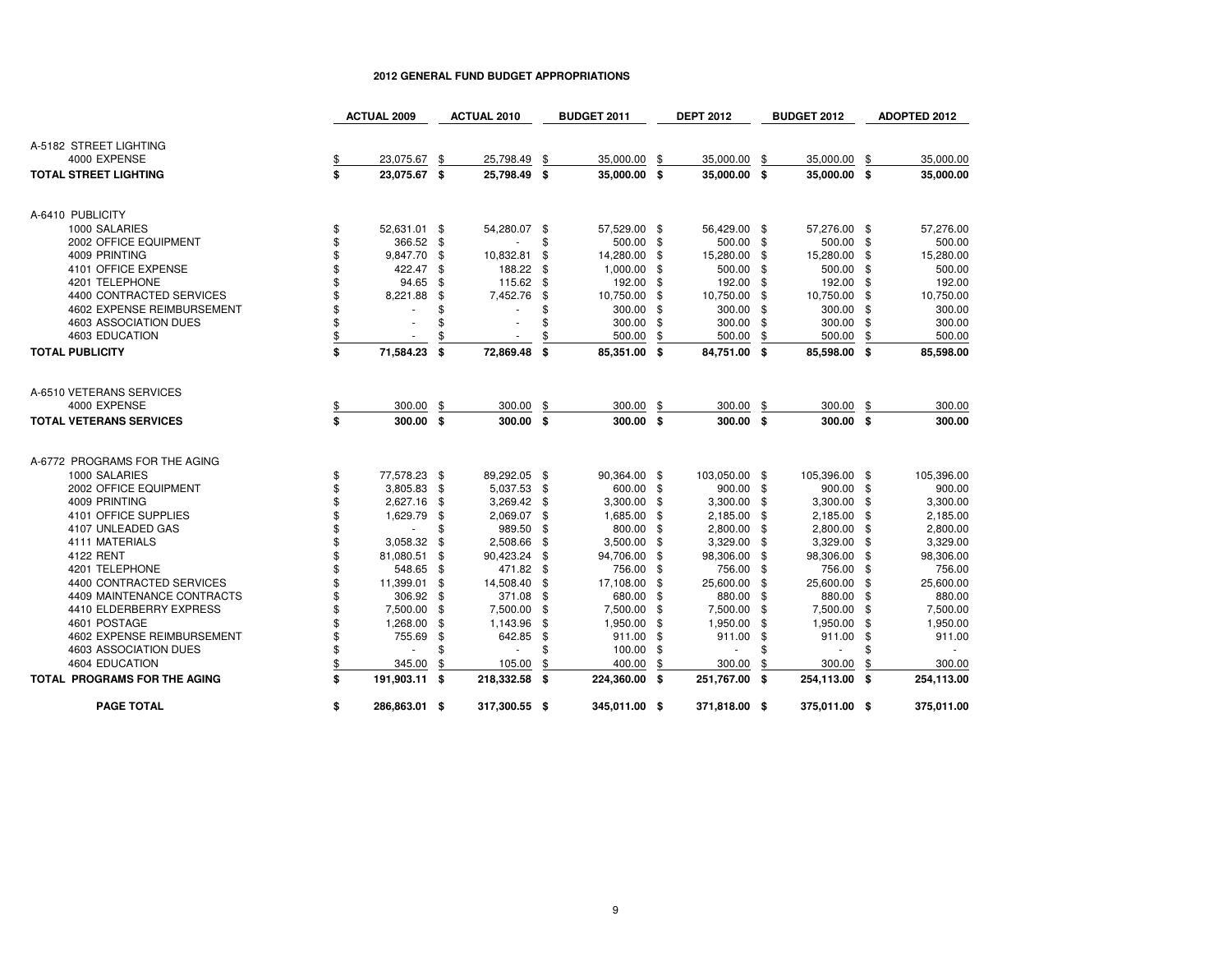# 2012 GENERAL FUND BUDGET APPROPRIATIONS

| | ACTUAL 2009 | ACTUAL 2010 | BUDGET 2011 | DEPT 2012 | BUDGET 2012 | ADOPTED 2012 |
|---|---|---|---|---|---|---|
| A-5182 STREET LIGHTING | | | | | | |
| 4000 EXPENSE | $ 23,075.67 | $ 25,798.49 | $ 35,000.00 | $ 35,000.00 | $ 35,000.00 | $ 35,000.00 |
| **TOTAL STREET LIGHTING** | **$ 23,075.67** | **$ 25,798.49** | **$ 35,000.00** | **$ 35,000.00** | **$ 35,000.00** | **$ 35,000.00** |
| | | | | | | |
| A-6410 PUBLICITY | | | | | | |
| 1000 SALARIES | $ 52,631.01 | $ 54,280.07 | $ 57,529.00 | $ 56,429.00 | $ 57,276.00 | $ 57,276.00 |
| 2002 OFFICE EQUIPMENT | $ 366.52 | $ - | $ 500.00 | $ 500.00 | $ 500.00 | $ 500.00 |
| 4009 PRINTING | $ 9,847.70 | $ 10,832.81 | $ 14,280.00 | $ 15,280.00 | $ 15,280.00 | $ 15,280.00 |
| 4101 OFFICE EXPENSE | $ 422.47 | $ 188.22 | $ 1,000.00 | $ 500.00 | $ 500.00 | $ 500.00 |
| 4201 TELEPHONE | $ 94.65 | $ 115.62 | $ 192.00 | $ 192.00 | $ 192.00 | $ 192.00 |
| 4400 CONTRACTED SERVICES | $ 8,221.88 | $ 7,452.76 | $ 10,750.00 | $ 10,750.00 | $ 10,750.00 | $ 10,750.00 |
| 4602 EXPENSE REIMBURSEMENT | $ - | $ - | $ 300.00 | $ 300.00 | $ 300.00 | $ 300.00 |
| 4603 ASSOCIATION DUES | $ - | $ - | $ 300.00 | $ 300.00 | $ 300.00 | $ 300.00 |
| 4603 EDUCATION | $ - | $ - | $ 500.00 | $ 500.00 | $ 500.00 | $ 500.00 |
| **TOTAL PUBLICITY** | **$ 71,584.23** | **$ 72,869.48** | **$ 85,351.00** | **$ 84,751.00** | **$ 85,598.00** | **$ 85,598.00** |
| | | | | | | |
| A-6510 VETERANS SERVICES | | | | | | |
| 4000 EXPENSE | $ 300.00 | $ 300.00 | $ 300.00 | $ 300.00 | $ 300.00 | $ 300.00 |
| **TOTAL VETERANS SERVICES** | **$ 300.00** | **$ 300.00** | **$ 300.00** | **$ 300.00** | **$ 300.00** | **$ 300.00** |
| | | | | | | |
| A-6772 PROGRAMS FOR THE AGING | | | | | | |
| 1000 SALARIES | $ 77,578.23 | $ 89,292.05 | $ 90,364.00 | $ 103,050.00 | $ 105,396.00 | $ 105,396.00 |
| 2002 OFFICE EQUIPMENT | $ 3,805.83 | $ 5,037.53 | $ 600.00 | $ 900.00 | $ 900.00 | $ 900.00 |
| 4009 PRINTING | $ 2,627.16 | $ 3,269.42 | $ 3,300.00 | $ 3,300.00 | $ 3,300.00 | $ 3,300.00 |
| 4101 OFFICE SUPPLIES | $ 1,629.79 | $ 2,069.07 | $ 1,685.00 | $ 2,185.00 | $ 2,185.00 | $ 2,185.00 |
| 4107 UNLEADED GAS | $ - | $ 989.50 | $ 800.00 | $ 2,800.00 | $ 2,800.00 | $ 2,800.00 |
| 4111 MATERIALS | $ 3,058.32 | $ 2,508.66 | $ 3,500.00 | $ 3,329.00 | $ 3,329.00 | $ 3,329.00 |
| 4122 RENT | $ 81,080.51 | $ 90,423.24 | $ 94,706.00 | $ 98,306.00 | $ 98,306.00 | $ 98,306.00 |
| 4201 TELEPHONE | $ 548.65 | $ 471.82 | $ 756.00 | $ 756.00 | $ 756.00 | $ 756.00 |
| 4400 CONTRACTED SERVICES | $ 11,399.01 | $ 14,508.40 | $ 17,108.00 | $ 25,600.00 | $ 25,600.00 | $ 25,600.00 |
| 4409 MAINTENANCE CONTRACTS | $ 306.92 | $ 371.08 | $ 680.00 | $ 880.00 | $ 880.00 | $ 880.00 |
| 4410 ELDERBERRY EXPRESS | $ 7,500.00 | $ 7,500.00 | $ 7,500.00 | $ 7,500.00 | $ 7,500.00 | $ 7,500.00 |
| 4601 POSTAGE | $ 1,268.00 | $ 1,143.96 | $ 1,950.00 | $ 1,950.00 | $ 1,950.00 | $ 1,950.00 |
| 4602 EXPENSE REIMBURSEMENT | $ 755.69 | $ 642.85 | $ 911.00 | $ 911.00 | $ 911.00 | $ 911.00 |
| 4603 ASSOCIATION DUES | $ - | $ - | $ 100.00 | $ - | $ - | $ - |
| 4604 EDUCATION | $ 345.00 | $ 105.00 | $ 400.00 | $ 300.00 | $ 300.00 | $ 300.00 |
| **TOTAL PROGRAMS FOR THE AGING** | **$ 191,903.11** | **$ 218,332.58** | **$ 224,360.00** | **$ 251,767.00** | **$ 254,113.00** | **$ 254,113.00** |
| | | | | | | |
| **PAGE TOTAL** | **$ 286,863.01** | **$ 317,300.55** | **$ 345,011.00** | **$ 371,818.00** | **$ 375,011.00** | **$ 375,011.00** |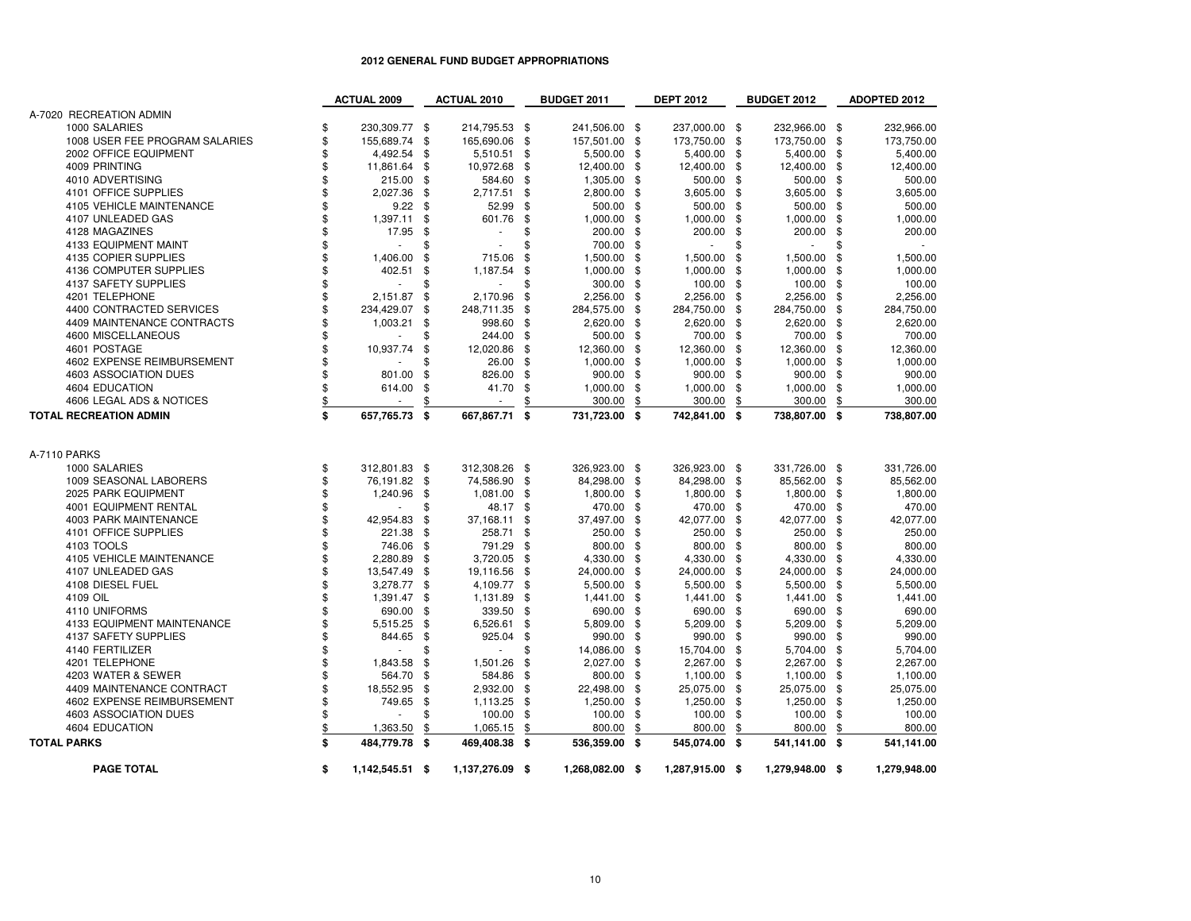# 2012 GENERAL FUND BUDGET APPROPRIATIONS

| | ACTUAL 2009 | ACTUAL 2010 | BUDGET 2011 | DEPT 2012 | BUDGET 2012 | ADOPTED 2012 |
|---|---|---|---|---|---|---|
| A-7020 RECREATION ADMIN | | | | | | |
| 1000 SALARIES | $ 230,309.77 | $ 214,795.53 | $ 241,506.00 | $ 237,000.00 | $ 232,966.00 | $ 232,966.00 |
| 1008 USER FEE PROGRAM SALARIES | $ 155,689.74 | $ 165,690.06 | $ 157,501.00 | $ 173,750.00 | $ 173,750.00 | $ 173,750.00 |
| 2002 OFFICE EQUIPMENT | $ 4,492.54 | $ 5,510.51 | $ 5,500.00 | $ 5,400.00 | $ 5,400.00 | $ 5,400.00 |
| 4009 PRINTING | $ 11,861.64 | $ 10,972.68 | $ 12,400.00 | $ 12,400.00 | $ 12,400.00 | $ 12,400.00 |
| 4010 ADVERTISING | $ 215.00 | $ 584.60 | $ 1,305.00 | $ 500.00 | $ 500.00 | $ 500.00 |
| 4101 OFFICE SUPPLIES | $ 2,027.36 | $ 2,717.51 | $ 2,800.00 | $ 3,605.00 | $ 3,605.00 | $ 3,605.00 |
| 4105 VEHICLE MAINTENANCE | $ 9.22 | $ 52.99 | $ 500.00 | $ 500.00 | $ 500.00 | $ 500.00 |
| 4107 UNLEADED GAS | $ 1,397.11 | $ 601.76 | $ 1,000.00 | $ 1,000.00 | $ 1,000.00 | $ 1,000.00 |
| 4128 MAGAZINES | $ 17.95 | $ - | $ 200.00 | $ 200.00 | $ 200.00 | $ 200.00 |
| 4133 EQUIPMENT MAINT | $ - | $ - | $ 700.00 | $ - | $ - | $ - |
| 4135 COPIER SUPPLIES | $ 1,406.00 | $ 715.06 | $ 1,500.00 | $ 1,500.00 | $ 1,500.00 | $ 1,500.00 |
| 4136 COMPUTER SUPPLIES | $ 402.51 | $ 1,187.54 | $ 1,000.00 | $ 1,000.00 | $ 1,000.00 | $ 1,000.00 |
| 4137 SAFETY SUPPLIES | $ - | $ - | $ 300.00 | $ 100.00 | $ 100.00 | $ 100.00 |
| 4201 TELEPHONE | $ 2,151.87 | $ 2,170.96 | $ 2,256.00 | $ 2,256.00 | $ 2,256.00 | $ 2,256.00 |
| 4400 CONTRACTED SERVICES | $ 234,429.07 | $ 248,711.35 | $ 284,575.00 | $ 284,750.00 | $ 284,750.00 | $ 284,750.00 |
| 4409 MAINTENANCE CONTRACTS | $ 1,003.21 | $ 998.60 | $ 2,620.00 | $ 2,620.00 | $ 2,620.00 | $ 2,620.00 |
| 4600 MISCELLANEOUS | $ - | $ 244.00 | $ 500.00 | $ 700.00 | $ 700.00 | $ 700.00 |
| 4601 POSTAGE | $ 10,937.74 | $ 12,020.86 | $ 12,360.00 | $ 12,360.00 | $ 12,360.00 | $ 12,360.00 |
| 4602 EXPENSE REIMBURSEMENT | $ - | $ 26.00 | $ 1,000.00 | $ 1,000.00 | $ 1,000.00 | $ 1,000.00 |
| 4603 ASSOCIATION DUES | $ 801.00 | $ 826.00 | $ 900.00 | $ 900.00 | $ 900.00 | $ 900.00 |
| 4604 EDUCATION | $ 614.00 | $ 41.70 | $ 1,000.00 | $ 1,000.00 | $ 1,000.00 | $ 1,000.00 |
| 4606 LEGAL ADS & NOTICES | $ - | $ - | $ 300.00 | $ 300.00 | $ 300.00 | $ 300.00 |
| **TOTAL RECREATION ADMIN** | **$ 657,765.73** | **$ 667,867.71** | **$ 731,723.00** | **$ 742,841.00** | **$ 738,807.00** | **$ 738,807.00** |
| A-7110 PARKS | | | | | | |
| 1000 SALARIES | $ 312,801.83 | $ 312,308.26 | $ 326,923.00 | $ 326,923.00 | $ 331,726.00 | $ 331,726.00 |
| 1009 SEASONAL LABORERS | $ 76,191.82 | $ 74,586.90 | $ 84,298.00 | $ 84,298.00 | $ 85,562.00 | $ 85,562.00 |
| 2025 PARK EQUIPMENT | $ 1,240.96 | $ 1,081.00 | $ 1,800.00 | $ 1,800.00 | $ 1,800.00 | $ 1,800.00 |
| 4001 EQUIPMENT RENTAL | $ - | $ 48.17 | $ 470.00 | $ 470.00 | $ 470.00 | $ 470.00 |
| 4003 PARK MAINTENANCE | $ 42,954.83 | $ 37,168.11 | $ 37,497.00 | $ 42,077.00 | $ 42,077.00 | $ 42,077.00 |
| 4101 OFFICE SUPPLIES | $ 221.38 | $ 258.71 | $ 250.00 | $ 250.00 | $ 250.00 | $ 250.00 |
| 4103 TOOLS | $ 746.06 | $ 791.29 | $ 800.00 | $ 800.00 | $ 800.00 | $ 800.00 |
| 4105 VEHICLE MAINTENANCE | $ 2,280.89 | $ 3,720.05 | $ 4,330.00 | $ 4,330.00 | $ 4,330.00 | $ 4,330.00 |
| 4107 UNLEADED GAS | $ 13,547.49 | $ 19,116.56 | $ 24,000.00 | $ 24,000.00 | $ 24,000.00 | $ 24,000.00 |
| 4108 DIESEL FUEL | $ 3,278.77 | $ 4,109.77 | $ 5,500.00 | $ 5,500.00 | $ 5,500.00 | $ 5,500.00 |
| 4109 OIL | $ 1,391.47 | $ 1,131.89 | $ 1,441.00 | $ 1,441.00 | $ 1,441.00 | $ 1,441.00 |
| 4110 UNIFORMS | $ 690.00 | $ 339.50 | $ 690.00 | $ 690.00 | $ 690.00 | $ 690.00 |
| 4133 EQUIPMENT MAINTENANCE | $ 5,515.25 | $ 6,526.61 | $ 5,809.00 | $ 5,209.00 | $ 5,209.00 | $ 5,209.00 |
| 4137 SAFETY SUPPLIES | $ 844.65 | $ 925.04 | $ 990.00 | $ 990.00 | $ 990.00 | $ 990.00 |
| 4140 FERTILIZER | $ - | $ - | $ 14,086.00 | $ 15,704.00 | $ 5,704.00 | $ 5,704.00 |
| 4201 TELEPHONE | $ 1,843.58 | $ 1,501.26 | $ 2,027.00 | $ 2,267.00 | $ 2,267.00 | $ 2,267.00 |
| 4203 WATER & SEWER | $ 564.70 | $ 584.86 | $ 800.00 | $ 1,100.00 | $ 1,100.00 | $ 1,100.00 |
| 4409 MAINTENANCE CONTRACT | $ 18,552.95 | $ 2,932.00 | $ 22,498.00 | $ 25,075.00 | $ 25,075.00 | $ 25,075.00 |
| 4602 EXPENSE REIMBURSEMENT | $ 749.65 | $ 1,113.25 | $ 1,250.00 | $ 1,250.00 | $ 1,250.00 | $ 1,250.00 |
| 4603 ASSOCIATION DUES | $ - | $ 100.00 | $ 100.00 | $ 100.00 | $ 100.00 | $ 100.00 |
| 4604 EDUCATION | $ 1,363.50 | $ 1,065.15 | $ 800.00 | $ 800.00 | $ 800.00 | $ 800.00 |
| **TOTAL PARKS** | **$ 484,779.78** | **$ 469,408.38** | **$ 536,359.00** | **$ 545,074.00** | **$ 541,141.00** | **$ 541,141.00** |
| **PAGE TOTAL** | **$ 1,142,545.51** | **$ 1,137,276.09** | **$ 1,268,082.00** | **$ 1,287,915.00** | **$ 1,279,948.00** | **$ 1,279,948.00** |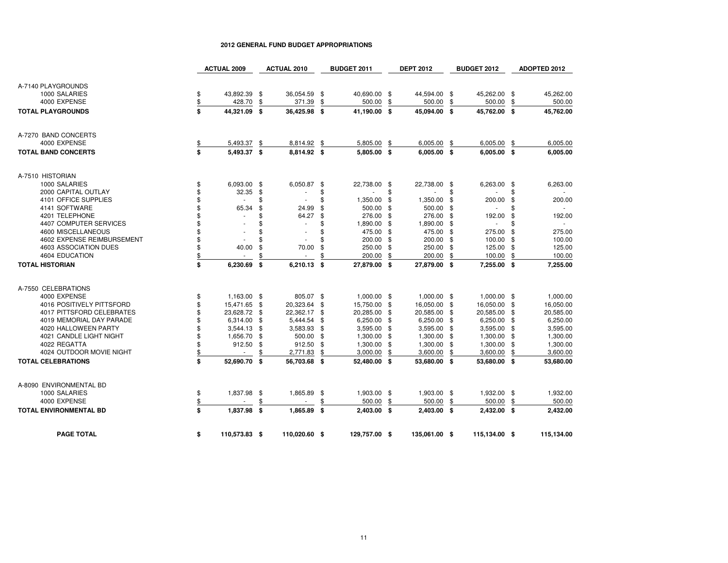# 2012 GENERAL FUND BUDGET APPROPRIATIONS

| | ACTUAL 2009 | ACTUAL 2010 | BUDGET 2011 | DEPT 2012 | BUDGET 2012 | ADOPTED 2012 |
|---|---|---|---|---|---|---|
| A-7140 PLAYGROUNDS | | | | | | |
| 1000 SALARIES | $ 43,892.39 | $ 36,054.59 | $ 40,690.00 | $ 44,594.00 | $ 45,262.00 | $ 45,262.00 |
| 4000 EXPENSE | $ 428.70 | $ 371.39 | $ 500.00 | $ 500.00 | $ 500.00 | $ 500.00 |
| **TOTAL PLAYGROUNDS** | **$ 44,321.09** | **$ 36,425.98** | **$ 41,190.00** | **$ 45,094.00** | **$ 45,762.00** | **$ 45,762.00** |
| A-7270 BAND CONCERTS | | | | | | |
| 4000 EXPENSE | $ 5,493.37 | $ 8,814.92 | $ 5,805.00 | $ 6,005.00 | $ 6,005.00 | $ 6,005.00 |
| **TOTAL BAND CONCERTS** | **$ 5,493.37** | **$ 8,814.92** | **$ 5,805.00** | **$ 6,005.00** | **$ 6,005.00** | **$ 6,005.00** |
| A-7510 HISTORIAN | | | | | | |
| 1000 SALARIES | $ 6,093.00 | $ 6,050.87 | $ 22,738.00 | $ 22,738.00 | $ 6,263.00 | $ 6,263.00 |
| 2000 CAPITAL OUTLAY | $ 32.35 | $ - | $ - | $ - | $ - | $ - |
| 4101 OFFICE SUPPLIES | $ - | $ - | $ 1,350.00 | $ 1,350.00 | $ 200.00 | $ 200.00 |
| 4141 SOFTWARE | $ 65.34 | $ 24.99 | $ 500.00 | $ 500.00 | $ - | $ - |
| 4201 TELEPHONE | $ - | $ 64.27 | $ 276.00 | $ 276.00 | $ 192.00 | $ 192.00 |
| 4407 COMPUTER SERVICES | $ - | $ - | $ 1,890.00 | $ 1,890.00 | $ - | $ - |
| 4600 MISCELLANEOUS | $ - | $ - | $ 475.00 | $ 475.00 | $ 275.00 | $ 275.00 |
| 4602 EXPENSE REIMBURSEMENT | $ - | $ - | $ 200.00 | $ 200.00 | $ 100.00 | $ 100.00 |
| 4603 ASSOCIATION DUES | $ 40.00 | $ 70.00 | $ 250.00 | $ 250.00 | $ 125.00 | $ 125.00 |
| 4604 EDUCATION | $ - | $ - | $ 200.00 | $ 200.00 | $ 100.00 | $ 100.00 |
| **TOTAL HISTORIAN** | **$ 6,230.69** | **$ 6,210.13** | **$ 27,879.00** | **$ 27,879.00** | **$ 7,255.00** | **$ 7,255.00** |
| A-7550 CELEBRATIONS | | | | | | |
| 4000 EXPENSE | $ 1,163.00 | $ 805.07 | $ 1,000.00 | $ 1,000.00 | $ 1,000.00 | $ 1,000.00 |
| 4016 POSITIVELY PITTSFORD | $ 15,471.65 | $ 20,323.64 | $ 15,750.00 | $ 16,050.00 | $ 16,050.00 | $ 16,050.00 |
| 4017 PITTSFORD CELEBRATES | $ 23,628.72 | $ 22,362.17 | $ 20,285.00 | $ 20,585.00 | $ 20,585.00 | $ 20,585.00 |
| 4019 MEMORIAL DAY PARADE | $ 6,314.00 | $ 5,444.54 | $ 6,250.00 | $ 6,250.00 | $ 6,250.00 | $ 6,250.00 |
| 4020 HALLOWEEN PARTY | $ 3,544.13 | $ 3,583.93 | $ 3,595.00 | $ 3,595.00 | $ 3,595.00 | $ 3,595.00 |
| 4021 CANDLE LIGHT NIGHT | $ 1,656.70 | $ 500.00 | $ 1,300.00 | $ 1,300.00 | $ 1,300.00 | $ 1,300.00 |
| 4022 REGATTA | $ 912.50 | $ 912.50 | $ 1,300.00 | $ 1,300.00 | $ 1,300.00 | $ 1,300.00 |
| 4024 OUTDOOR MOVIE NIGHT | $ - | $ 2,771.83 | $ 3,000.00 | $ 3,600.00 | $ 3,600.00 | $ 3,600.00 |
| **TOTAL CELEBRATIONS** | **$ 52,690.70** | **$ 56,703.68** | **$ 52,480.00** | **$ 53,680.00** | **$ 53,680.00** | **$ 53,680.00** |
| A-8090 ENVIRONMENTAL BD | | | | | | |
| 1000 SALARIES | $ 1,837.98 | $ 1,865.89 | $ 1,903.00 | $ 1,903.00 | $ 1,932.00 | $ 1,932.00 |
| 4000 EXPENSE | $ - | $ - | $ 500.00 | $ 500.00 | $ 500.00 | $ 500.00 |
| **TOTAL ENVIRONMENTAL BD** | **$ 1,837.98** | **$ 1,865.89** | **$ 2,403.00** | **$ 2,403.00** | **$ 2,432.00** | **$ 2,432.00** |
| **PAGE TOTAL** | **$ 110,573.83** | **$ 110,020.60** | **$ 129,757.00** | **$ 135,061.00** | **$ 115,134.00** | **$ 115,134.00** |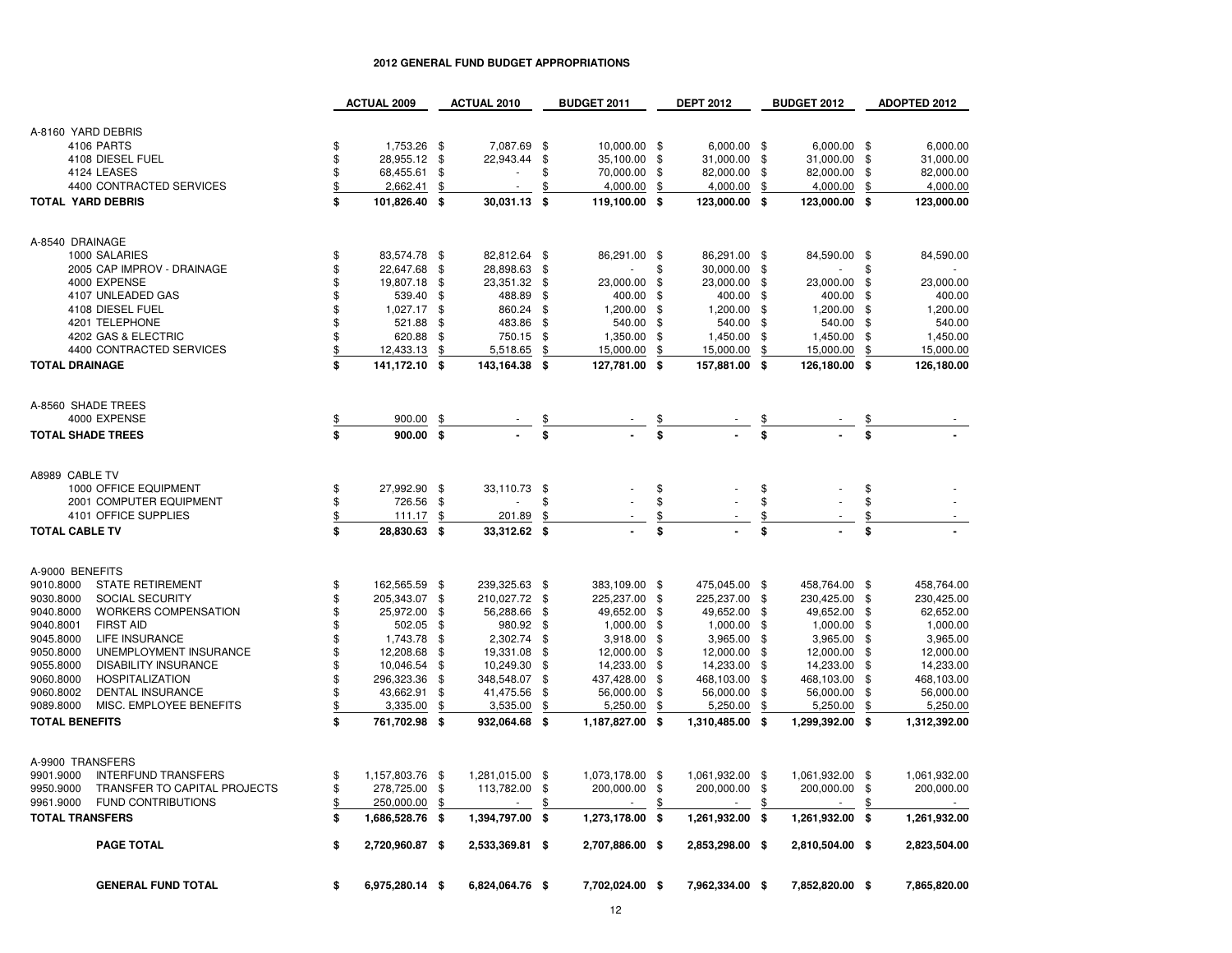# 2012 GENERAL FUND BUDGET APPROPRIATIONS

| | ACTUAL 2009 | ACTUAL 2010 | BUDGET 2011 | DEPT 2012 | BUDGET 2012 | ADOPTED 2012 |
|---|---|---|---|---|---|---|
| **A-8160 YARD DEBRIS** | | | | | | |
| 4106 PARTS | $ 1,753.26 | $ 7,087.69 | $ 10,000.00 | $ 6,000.00 | $ 6,000.00 | $ 6,000.00 |
| 4108 DIESEL FUEL | $ 28,955.12 | $ 22,943.44 | $ 35,100.00 | $ 31,000.00 | $ 31,000.00 | $ 31,000.00 |
| 4124 LEASES | $ 68,455.61 | $ - | $ 70,000.00 | $ 82,000.00 | $ 82,000.00 | $ 82,000.00 |
| 4400 CONTRACTED SERVICES | $ 2,662.41 | $ - | $ 4,000.00 | $ 4,000.00 | $ 4,000.00 | $ 4,000.00 |
| **TOTAL YARD DEBRIS** | **$ 101,826.40** | **$ 30,031.13** | **$ 119,100.00** | **$ 123,000.00** | **$ 123,000.00** | **$ 123,000.00** |
| **A-8540 DRAINAGE** | | | | | | |
| 1000 SALARIES | $ 83,574.78 | $ 82,812.64 | $ 86,291.00 | $ 86,291.00 | $ 84,590.00 | $ 84,590.00 |
| 2005 CAP IMPROV - DRAINAGE | $ 22,647.68 | $ 28,898.63 | $ - | $ 30,000.00 | $ - | $ - |
| 4000 EXPENSE | $ 19,807.18 | $ 23,351.32 | $ 23,000.00 | $ 23,000.00 | $ 23,000.00 | $ 23,000.00 |
| 4107 UNLEADED GAS | $ 539.40 | $ 488.89 | $ 400.00 | $ 400.00 | $ 400.00 | $ 400.00 |
| 4108 DIESEL FUEL | $ 1,027.17 | $ 860.24 | $ 1,200.00 | $ 1,200.00 | $ 1,200.00 | $ 1,200.00 |
| 4201 TELEPHONE | $ 521.88 | $ 483.86 | $ 540.00 | $ 540.00 | $ 540.00 | $ 540.00 |
| 4202 GAS & ELECTRIC | $ 620.88 | $ 750.15 | $ 1,350.00 | $ 1,450.00 | $ 1,450.00 | $ 1,450.00 |
| 4400 CONTRACTED SERVICES | $ 12,433.13 | $ 5,518.65 | $ 15,000.00 | $ 15,000.00 | $ 15,000.00 | $ 15,000.00 |
| **TOTAL DRAINAGE** | **$ 141,172.10** | **$ 143,164.38** | **$ 127,781.00** | **$ 157,881.00** | **$ 126,180.00** | **$ 126,180.00** |
| **A-8560 SHADE TREES** | | | | | | |
| 4000 EXPENSE | $ 900.00 | $ - | $ - | $ - | $ - | $ - |
| **TOTAL SHADE TREES** | **$ 900.00** | **$ -** | **$ -** | **$ -** | **$ -** | **$ -** |
| **A8989 CABLE TV** | | | | | | |
| 1000 OFFICE EQUIPMENT | $ 27,992.90 | $ 33,110.73 | $ - | $ - | $ - | $ - |
| 2001 COMPUTER EQUIPMENT | $ 726.56 | $ - | $ - | $ - | $ - | $ - |
| 4101 OFFICE SUPPLIES | $ 111.17 | $ 201.89 | $ - | $ - | $ - | $ - |
| **TOTAL CABLE TV** | **$ 28,830.63** | **$ 33,312.62** | **$ -** | **$ -** | **$ -** | **$ -** |
| **A-9000 BENEFITS** | | | | | | |
| 9010.8000 STATE RETIREMENT | $ 162,565.59 | $ 239,325.63 | $ 383,109.00 | $ 475,045.00 | $ 458,764.00 | $ 458,764.00 |
| 9030.8000 SOCIAL SECURITY | $ 205,343.07 | $ 210,027.72 | $ 225,237.00 | $ 225,237.00 | $ 230,425.00 | $ 230,425.00 |
| 9040.8000 WORKERS COMPENSATION | $ 25,972.00 | $ 56,288.66 | $ 49,652.00 | $ 49,652.00 | $ 49,652.00 | $ 62,652.00 |
| 9040.8001 FIRST AID | $ 502.05 | $ 980.92 | $ 1,000.00 | $ 1,000.00 | $ 1,000.00 | $ 1,000.00 |
| 9045.8000 LIFE INSURANCE | $ 1,743.78 | $ 2,302.74 | $ 3,918.00 | $ 3,965.00 | $ 3,965.00 | $ 3,965.00 |
| 9050.8000 UNEMPLOYMENT INSURANCE | $ 12,208.68 | $ 19,331.08 | $ 12,000.00 | $ 12,000.00 | $ 12,000.00 | $ 12,000.00 |
| 9055.8000 DISABILITY INSURANCE | $ 10,046.54 | $ 10,249.30 | $ 14,233.00 | $ 14,233.00 | $ 14,233.00 | $ 14,233.00 |
| 9060.8000 HOSPITALIZATION | $ 296,323.36 | $ 348,548.07 | $ 437,428.00 | $ 468,103.00 | $ 468,103.00 | $ 468,103.00 |
| 9060.8002 DENTAL INSURANCE | $ 43,662.91 | $ 41,475.56 | $ 56,000.00 | $ 56,000.00 | $ 56,000.00 | $ 56,000.00 |
| 9089.8000 MISC. EMPLOYEE BENEFITS | $ 3,335.00 | $ 3,535.00 | $ 5,250.00 | $ 5,250.00 | $ 5,250.00 | $ 5,250.00 |
| **TOTAL BENEFITS** | **$ 761,702.98** | **$ 932,064.68** | **$ 1,187,827.00** | **$ 1,310,485.00** | **$ 1,299,392.00** | **$ 1,312,392.00** |
| **A-9900 TRANSFERS** | | | | | | |
| 9901.9000 INTERFUND TRANSFERS | $ 1,157,803.76 | $ 1,281,015.00 | $ 1,073,178.00 | $ 1,061,932.00 | $ 1,061,932.00 | $ 1,061,932.00 |
| 9950.9000 TRANSFER TO CAPITAL PROJECTS | $ 278,725.00 | $ 113,782.00 | $ 200,000.00 | $ 200,000.00 | $ 200,000.00 | $ 200,000.00 |
| 9961.9000 FUND CONTRIBUTIONS | $ 250,000.00 | $ - | $ - | $ - | $ - | $ - |
| **TOTAL TRANSFERS** | **$ 1,686,528.76** | **$ 1,394,797.00** | **$ 1,273,178.00** | **$ 1,261,932.00** | **$ 1,261,932.00** | **$ 1,261,932.00** |
| **PAGE TOTAL** | **$ 2,720,960.87** | **$ 2,533,369.81** | **$ 2,707,886.00** | **$ 2,853,298.00** | **$ 2,810,504.00** | **$ 2,823,504.00** |
| **GENERAL FUND TOTAL** | **$ 6,975,280.14** | **$ 6,824,064.76** | **$ 7,702,024.00** | **$ 7,962,334.00** | **$ 7,852,820.00** | **$ 7,865,820.00** |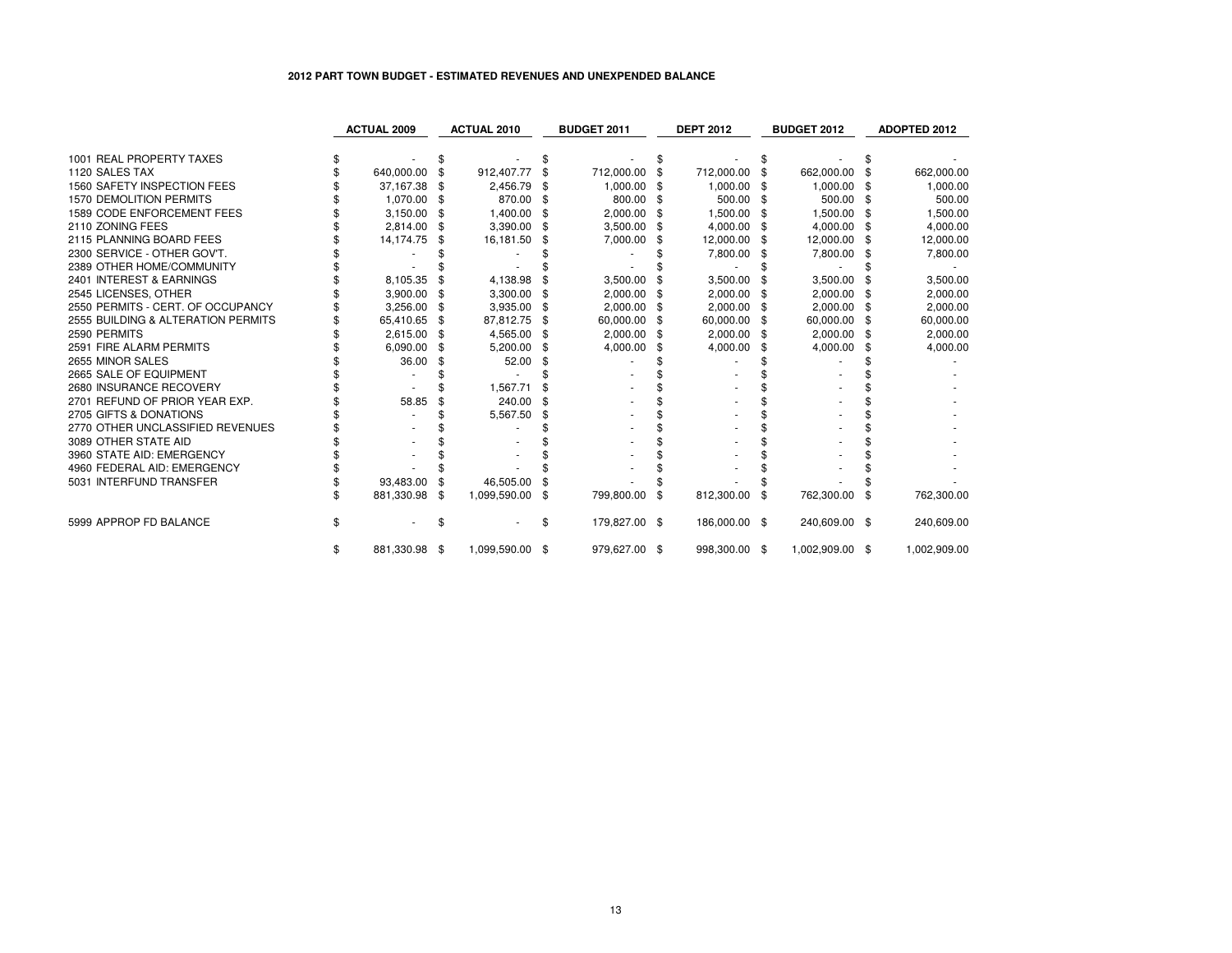#### 2012 PART TOWN BUDGET - ESTIMATED REVENUES AND UNEXPENDED BALANCE

| | ACTUAL 2009 | ACTUAL 2010 | BUDGET 2011 | DEPT 2012 | BUDGET 2012 | ADOPTED 2012 |
|---|---|---|---|---|---|---|
| 1001 REAL PROPERTY TAXES | $ - | $ - | $ - | $ - | $ - | $ - |
| 1120 SALES TAX | $ 640,000.00 | $ 912,407.77 | $ 712,000.00 | $ 712,000.00 | $ 662,000.00 | $ 662,000.00 |
| 1560 SAFETY INSPECTION FEES | $ 37,167.38 | $ 2,456.79 | $ 1,000.00 | $ 1,000.00 | $ 1,000.00 | $ 1,000.00 |
| 1570 DEMOLITION PERMITS | $ 1,070.00 | $ 870.00 | $ 800.00 | $ 500.00 | $ 500.00 | $ 500.00 |
| 1589 CODE ENFORCEMENT FEES | $ 3,150.00 | $ 1,400.00 | $ 2,000.00 | $ 1,500.00 | $ 1,500.00 | $ 1,500.00 |
| 2110 ZONING FEES | $ 2,814.00 | $ 3,390.00 | $ 3,500.00 | $ 4,000.00 | $ 4,000.00 | $ 4,000.00 |
| 2115 PLANNING BOARD FEES | $ 14,174.75 | $ 16,181.50 | $ 7,000.00 | $ 12,000.00 | $ 12,000.00 | $ 12,000.00 |
| 2300 SERVICE - OTHER GOV'T. | $ - | $ - | $ - | $ 7,800.00 | $ 7,800.00 | $ 7,800.00 |
| 2389 OTHER HOME/COMMUNITY | $ - | $ - | $ - | $ - | $ - | $ - |
| 2401 INTEREST & EARNINGS | $ 8,105.35 | $ 4,138.98 | $ 3,500.00 | $ 3,500.00 | $ 3,500.00 | $ 3,500.00 |
| 2545 LICENSES, OTHER | $ 3,900.00 | $ 3,300.00 | $ 2,000.00 | $ 2,000.00 | $ 2,000.00 | $ 2,000.00 |
| 2550 PERMITS - CERT. OF OCCUPANCY | $ 3,256.00 | $ 3,935.00 | $ 2,000.00 | $ 2,000.00 | $ 2,000.00 | $ 2,000.00 |
| 2555 BUILDING & ALTERATION PERMITS | $ 65,410.65 | $ 87,812.75 | $ 60,000.00 | $ 60,000.00 | $ 60,000.00 | $ 60,000.00 |
| 2590 PERMITS | $ 2,615.00 | $ 4,565.00 | $ 2,000.00 | $ 2,000.00 | $ 2,000.00 | $ 2,000.00 |
| 2591 FIRE ALARM PERMITS | $ 6,090.00 | $ 5,200.00 | $ 4,000.00 | $ 4,000.00 | $ 4,000.00 | $ 4,000.00 |
| 2655 MINOR SALES | $ 36.00 | $ 52.00 | $ - | $ - | $ - | $ - |
| 2665 SALE OF EQUIPMENT | $ - | $ - | $ - | $ - | $ - | $ - |
| 2680 INSURANCE RECOVERY | $ - | $ 1,567.71 | $ - | $ - | $ - | $ - |
| 2701 REFUND OF PRIOR YEAR EXP. | $ 58.85 | $ 240.00 | $ - | $ - | $ - | $ - |
| 2705 GIFTS & DONATIONS | $ - | $ 5,567.50 | $ - | $ - | $ - | $ - |
| 2770 OTHER UNCLASSIFIED REVENUES | $ - | $ - | $ - | $ - | $ - | $ - |
| 3089 OTHER STATE AID | $ - | $ - | $ - | $ - | $ - | $ - |
| 3960 STATE AID: EMERGENCY | $ - | $ - | $ - | $ - | $ - | $ - |
| 4960 FEDERAL AID: EMERGENCY | $ - | $ - | $ - | $ - | $ - | $ - |
| 5031 INTERFUND TRANSFER | $ 93,483.00 | $ 46,505.00 | $ - | $ - | $ - | $ - |
| | $ 881,330.98 | $ 1,099,590.00 | $ 799,800.00 | $ 812,300.00 | $ 762,300.00 | $ 762,300.00 |
| 5999 APPROP FD BALANCE | $ - | $ - | $ 179,827.00 | $ 186,000.00 | $ 240,609.00 | $ 240,609.00 |
| | $ 881,330.98 | $ 1,099,590.00 | $ 979,627.00 | $ 998,300.00 | $ 1,002,909.00 | $ 1,002,909.00 |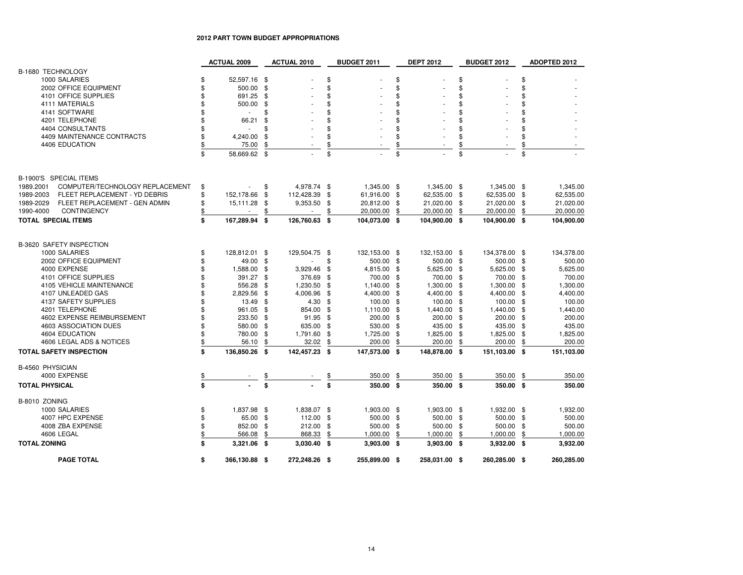# 2012 PART TOWN BUDGET APPROPRIATIONS

| | ACTUAL 2009 | ACTUAL 2010 | BUDGET 2011 | DEPT 2012 | BUDGET 2012 | ADOPTED 2012 |
|---|---|---|---|---|---|---|
| **B-1680 TECHNOLOGY** | | | | | | |
| 1000 SALARIES | $ 52,597.16 | $ - | $ - | $ - | $ - | $ - |
| 2002 OFFICE EQUIPMENT | $ 500.00 | $ - | $ - | $ - | $ - | $ - |
| 4101 OFFICE SUPPLIES | $ 691.25 | $ - | $ - | $ - | $ - | $ - |
| 4111 MATERIALS | $ 500.00 | $ - | $ - | $ - | $ - | $ - |
| 4141 SOFTWARE | $ - | $ - | $ - | $ - | $ - | $ - |
| 4201 TELEPHONE | $ 66.21 | $ - | $ - | $ - | $ - | $ - |
| 4404 CONSULTANTS | $ - | $ - | $ - | $ - | $ - | $ - |
| 4409 MAINTENANCE CONTRACTS | $ 4,240.00 | $ - | $ - | $ - | $ - | $ - |
| 4406 EDUCATION | $ 75.00 | $ - | $ - | $ - | $ - | $ - |
| | $ 58,669.62 | $ - | $ - | $ - | $ - | $ - |
| **B-1900'S SPECIAL ITEMS** | | | | | | |
| 1989.2001 COMPUTER/TECHNOLOGY REPLACEMENT | $ - | $ 4,978.74 | $ 1,345.00 | $ 1,345.00 | $ 1,345.00 | $ 1,345.00 |
| 1989-2003 FLEET REPLACEMENT - YD DEBRIS | $ 152,178.66 | $ 112,428.39 | $ 61,916.00 | $ 62,535.00 | $ 62,535.00 | $ 62,535.00 |
| 1989-2029 FLEET REPLACEMENT - GEN ADMIN | $ 15,111.28 | $ 9,353.50 | $ 20,812.00 | $ 21,020.00 | $ 21,020.00 | $ 21,020.00 |
| 1990-4000 CONTINGENCY | $ - | $ - | $ 20,000.00 | $ 20,000.00 | $ 20,000.00 | $ 20,000.00 |
| **TOTAL SPECIAL ITEMS** | **$ 167,289.94** | **$ 126,760.63** | **$ 104,073.00** | **$ 104,900.00** | **$ 104,900.00** | **$ 104,900.00** |
| **B-3620 SAFETY INSPECTION** | | | | | | |
| 1000 SALARIES | $ 128,812.01 | $ 129,504.75 | $ 132,153.00 | $ 132,153.00 | $ 134,378.00 | $ 134,378.00 |
| 2002 OFFICE EQUIPMENT | $ 49.00 | $ - | $ 500.00 | $ 500.00 | $ 500.00 | $ 500.00 |
| 4000 EXPENSE | $ 1,588.00 | $ 3,929.46 | $ 4,815.00 | $ 5,625.00 | $ 5,625.00 | $ 5,625.00 |
| 4101 OFFICE SUPPLIES | $ 391.27 | $ 376.69 | $ 700.00 | $ 700.00 | $ 700.00 | $ 700.00 |
| 4105 VEHICLE MAINTENANCE | $ 556.28 | $ 1,230.50 | $ 1,140.00 | $ 1,300.00 | $ 1,300.00 | $ 1,300.00 |
| 4107 UNLEADED GAS | $ 2,829.56 | $ 4,006.96 | $ 4,400.00 | $ 4,400.00 | $ 4,400.00 | $ 4,400.00 |
| 4137 SAFETY SUPPLIES | $ 13.49 | $ 4.30 | $ 100.00 | $ 100.00 | $ 100.00 | $ 100.00 |
| 4201 TELEPHONE | $ 961.05 | $ 854.00 | $ 1,110.00 | $ 1,440.00 | $ 1,440.00 | $ 1,440.00 |
| 4602 EXPENSE REIMBURSEMENT | $ 233.50 | $ 91.95 | $ 200.00 | $ 200.00 | $ 200.00 | $ 200.00 |
| 4603 ASSOCIATION DUES | $ 580.00 | $ 635.00 | $ 530.00 | $ 435.00 | $ 435.00 | $ 435.00 |
| 4604 EDUCATION | $ 780.00 | $ 1,791.60 | $ 1,725.00 | $ 1,825.00 | $ 1,825.00 | $ 1,825.00 |
| 4606 LEGAL ADS & NOTICES | $ 56.10 | $ 32.02 | $ 200.00 | $ 200.00 | $ 200.00 | $ 200.00 |
| **TOTAL SAFETY INSPECTION** | **$ 136,850.26** | **$ 142,457.23** | **$ 147,573.00** | **$ 148,878.00** | **$ 151,103.00** | **$ 151,103.00** |
| **B-4560 PHYSICIAN** | | | | | | |
| 4000 EXPENSE | $ - | $ - | $ 350.00 | $ 350.00 | $ 350.00 | $ 350.00 |
| **TOTAL PHYSICAL** | **$ -** | **$ -** | **$ 350.00** | **$ 350.00** | **$ 350.00** | **$ 350.00** |
| **B-8010 ZONING** | | | | | | |
| 1000 SALARIES | $ 1,837.98 | $ 1,838.07 | $ 1,903.00 | $ 1,903.00 | $ 1,932.00 | $ 1,932.00 |
| 4007 HPC EXPENSE | $ 65.00 | $ 112.00 | $ 500.00 | $ 500.00 | $ 500.00 | $ 500.00 |
| 4008 ZBA EXPENSE | $ 852.00 | $ 212.00 | $ 500.00 | $ 500.00 | $ 500.00 | $ 500.00 |
| 4606 LEGAL | $ 566.08 | $ 868.33 | $ 1,000.00 | $ 1,000.00 | $ 1,000.00 | $ 1,000.00 |
| **TOTAL ZONING** | **$ 3,321.06** | **$ 3,030.40** | **$ 3,903.00** | **$ 3,903.00** | **$ 3,932.00** | **$ 3,932.00** |
| **PAGE TOTAL** | **$ 366,130.88** | **$ 272,248.26** | **$ 255,899.00** | **$ 258,031.00** | **$ 260,285.00** | **$ 260,285.00** |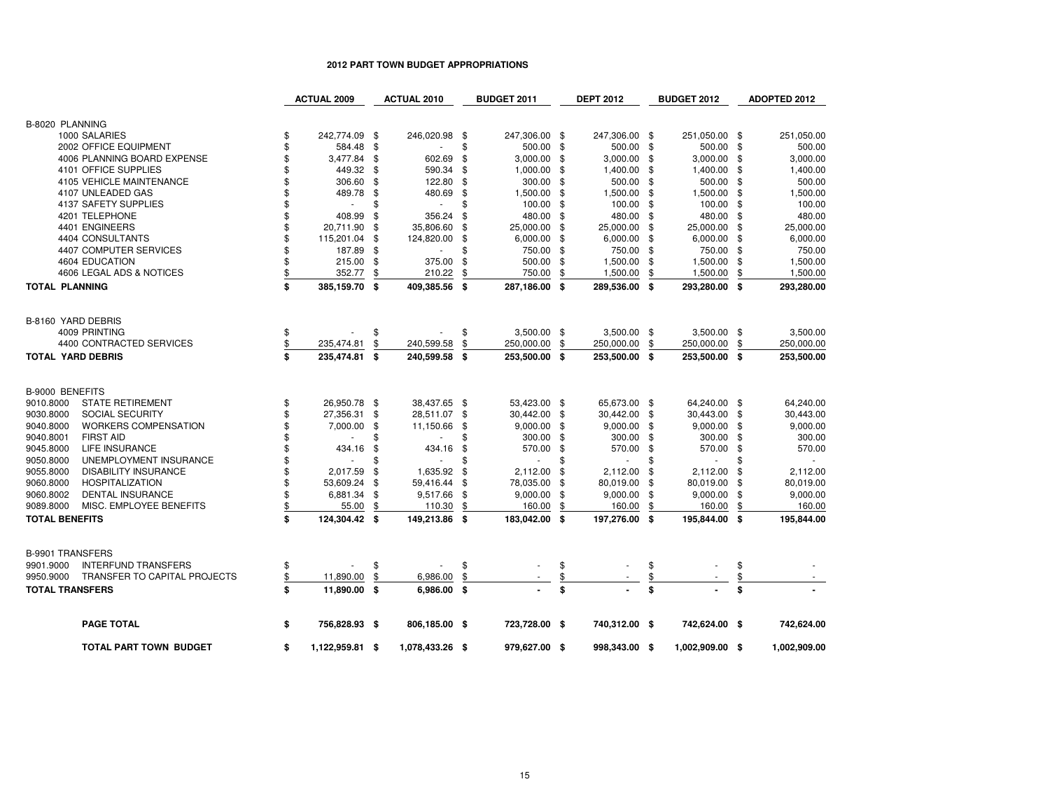# 2012 PART TOWN BUDGET APPROPRIATIONS

| | ACTUAL 2009 | ACTUAL 2010 | BUDGET 2011 | DEPT 2012 | BUDGET 2012 | ADOPTED 2012 |
|---|---|---|---|---|---|---|
| **B-8020 PLANNING** | | | | | | |
| 1000 SALARIES | $ 242,774.09 | $ 246,020.98 | $ 247,306.00 | $ 247,306.00 | $ 251,050.00 | $ 251,050.00 |
| 2002 OFFICE EQUIPMENT | $ 584.48 | $ - | $ 500.00 | $ 500.00 | $ 500.00 | $ 500.00 |
| 4006 PLANNING BOARD EXPENSE | $ 3,477.84 | $ 602.69 | $ 3,000.00 | $ 3,000.00 | $ 3,000.00 | $ 3,000.00 |
| 4101 OFFICE SUPPLIES | $ 449.32 | $ 590.34 | $ 1,000.00 | $ 1,400.00 | $ 1,400.00 | $ 1,400.00 |
| 4105 VEHICLE MAINTENANCE | $ 306.60 | $ 122.80 | $ 300.00 | $ 500.00 | $ 500.00 | $ 500.00 |
| 4107 UNLEADED GAS | $ 489.78 | $ 480.69 | $ 1,500.00 | $ 1,500.00 | $ 1,500.00 | $ 1,500.00 |
| 4137 SAFETY SUPPLIES | $ - | $ - | $ 100.00 | $ 100.00 | $ 100.00 | $ 100.00 |
| 4201 TELEPHONE | $ 408.99 | $ 356.24 | $ 480.00 | $ 480.00 | $ 480.00 | $ 480.00 |
| 4401 ENGINEERS | $ 20,711.90 | $ 35,806.60 | $ 25,000.00 | $ 25,000.00 | $ 25,000.00 | $ 25,000.00 |
| 4404 CONSULTANTS | $ 115,201.04 | $ 124,820.00 | $ 6,000.00 | $ 6,000.00 | $ 6,000.00 | $ 6,000.00 |
| 4407 COMPUTER SERVICES | $ 187.89 | $ - | $ 750.00 | $ 750.00 | $ 750.00 | $ 750.00 |
| 4604 EDUCATION | $ 215.00 | $ 375.00 | $ 500.00 | $ 1,500.00 | $ 1,500.00 | $ 1,500.00 |
| 4606 LEGAL ADS & NOTICES | $ 352.77 | $ 210.22 | $ 750.00 | $ 1,500.00 | $ 1,500.00 | $ 1,500.00 |
| **TOTAL PLANNING** | **$ 385,159.70** | **$ 409,385.56** | **$ 287,186.00** | **$ 289,536.00** | **$ 293,280.00** | **$ 293,280.00** |
| | | | | | | |
| **B-8160 YARD DEBRIS** | | | | | | |
| 4009 PRINTING | $ - | $ - | $ 3,500.00 | $ 3,500.00 | $ 3,500.00 | $ 3,500.00 |
| 4400 CONTRACTED SERVICES | $ 235,474.81 | $ 240,599.58 | $ 250,000.00 | $ 250,000.00 | $ 250,000.00 | $ 250,000.00 |
| **TOTAL YARD DEBRIS** | **$ 235,474.81** | **$ 240,599.58** | **$ 253,500.00** | **$ 253,500.00** | **$ 253,500.00** | **$ 253,500.00** |
| | | | | | | |
| **B-9000 BENEFITS** | | | | | | |
| 9010.8000 STATE RETIREMENT | $ 26,950.78 | $ 38,437.65 | $ 53,423.00 | $ 65,673.00 | $ 64,240.00 | $ 64,240.00 |
| 9030.8000 SOCIAL SECURITY | $ 27,356.31 | $ 28,511.07 | $ 30,442.00 | $ 30,442.00 | $ 30,443.00 | $ 30,443.00 |
| 9040.8000 WORKERS COMPENSATION | $ 7,000.00 | $ 11,150.66 | $ 9,000.00 | $ 9,000.00 | $ 9,000.00 | $ 9,000.00 |
| 9040.8001 FIRST AID | $ - | $ - | $ 300.00 | $ 300.00 | $ 300.00 | $ 300.00 |
| 9045.8000 LIFE INSURANCE | $ 434.16 | $ 434.16 | $ 570.00 | $ 570.00 | $ 570.00 | $ 570.00 |
| 9050.8000 UNEMPLOYMENT INSURANCE | $ - | $ - | $ - | $ - | $ - | $ - |
| 9055.8000 DISABILITY INSURANCE | $ 2,017.59 | $ 1,635.92 | $ 2,112.00 | $ 2,112.00 | $ 2,112.00 | $ 2,112.00 |
| 9060.8000 HOSPITALIZATION | $ 53,609.24 | $ 59,416.44 | $ 78,035.00 | $ 80,019.00 | $ 80,019.00 | $ 80,019.00 |
| 9060.8002 DENTAL INSURANCE | $ 6,881.34 | $ 9,517.66 | $ 9,000.00 | $ 9,000.00 | $ 9,000.00 | $ 9,000.00 |
| 9089.8000 MISC. EMPLOYEE BENEFITS | $ 55.00 | $ 110.30 | $ 160.00 | $ 160.00 | $ 160.00 | $ 160.00 |
| **TOTAL BENEFITS** | **$ 124,304.42** | **$ 149,213.86** | **$ 183,042.00** | **$ 197,276.00** | **$ 195,844.00** | **$ 195,844.00** |
| | | | | | | |
| **B-9901 TRANSFERS** | | | | | | |
| 9901.9000 INTERFUND TRANSFERS | $ - | $ - | $ - | $ - | $ - | $ - |
| 9950.9000 TRANSFER TO CAPITAL PROJECTS | $ 11,890.00 | $ 6,986.00 | $ - | $ - | $ - | $ - |
| **TOTAL TRANSFERS** | **$ 11,890.00** | **$ 6,986.00** | **$ -** | **$ -** | **$ -** | **$ -** |
| | | | | | | |
| **PAGE TOTAL** | **$ 756,828.93** | **$ 806,185.00** | **$ 723,728.00** | **$ 740,312.00** | **$ 742,624.00** | **$ 742,624.00** |
| | | | | | | |
| **TOTAL PART TOWN BUDGET** | **$ 1,122,959.81** | **$ 1,078,433.26** | **$ 979,627.00** | **$ 998,343.00** | **$ 1,002,909.00** | **$ 1,002,909.00** |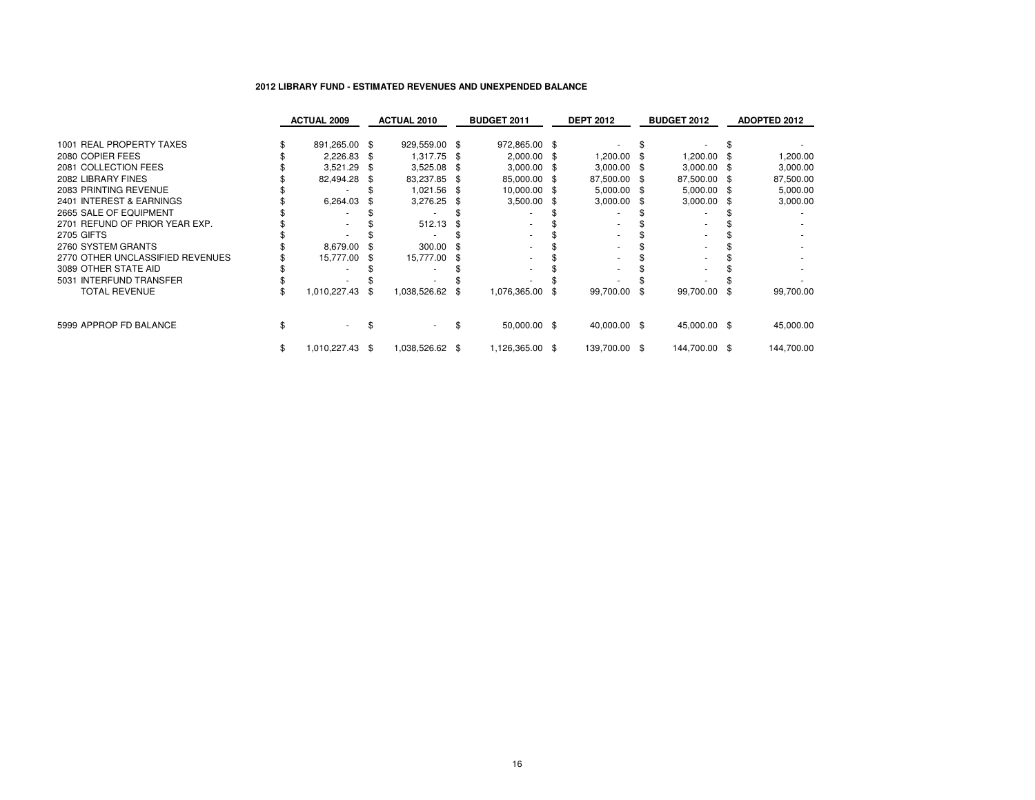**2012 LIBRARY FUND - ESTIMATED REVENUES AND UNEXPENDED BALANCE**

| | ACTUAL 2009 | ACTUAL 2010 | BUDGET 2011 | DEPT 2012 | BUDGET 2012 | ADOPTED 2012 |
|---|---|---|---|---|---|---|
| 1001 REAL PROPERTY TAXES | $ 891,265.00 | $ 929,559.00 | $ 972,865.00 | $ - | $ - | $ - |
| 2080 COPIER FEES | $ 2,226.83 | $ 1,317.75 | $ 2,000.00 | $ 1,200.00 | $ 1,200.00 | $ 1,200.00 |
| 2081 COLLECTION FEES | $ 3,521.29 | $ 3,525.08 | $ 3,000.00 | $ 3,000.00 | $ 3,000.00 | $ 3,000.00 |
| 2082 LIBRARY FINES | $ 82,494.28 | $ 83,237.85 | $ 85,000.00 | $ 87,500.00 | $ 87,500.00 | $ 87,500.00 |
| 2083 PRINTING REVENUE | $ - | $ 1,021.56 | $ 10,000.00 | $ 5,000.00 | $ 5,000.00 | $ 5,000.00 |
| 2401 INTEREST & EARNINGS | $ 6,264.03 | $ 3,276.25 | $ 3,500.00 | $ 3,000.00 | $ 3,000.00 | $ 3,000.00 |
| 2665 SALE OF EQUIPMENT | $ - | $ - | $ - | $ - | $ - | $ - |
| 2701 REFUND OF PRIOR YEAR EXP. | $ - | $ 512.13 | $ - | $ - | $ - | $ - |
| 2705 GIFTS | $ - | $ - | $ - | $ - | $ - | $ - |
| 2760 SYSTEM GRANTS | $ 8,679.00 | $ 300.00 | $ - | $ - | $ - | $ - |
| 2770 OTHER UNCLASSIFIED REVENUES | $ 15,777.00 | $ 15,777.00 | $ - | $ - | $ - | $ - |
| 3089 OTHER STATE AID | $ - | $ - | $ - | $ - | $ - | $ - |
| 5031 INTERFUND TRANSFER | $ - | $ - | $ - | $ - | $ - | $ - |
| TOTAL REVENUE | $ 1,010,227.43 | $ 1,038,526.62 | $ 1,076,365.00 | $ 99,700.00 | $ 99,700.00 | $ 99,700.00 |
| | | | | | | |
| 5999 APPROP FD BALANCE | $ - | $ - | $ 50,000.00 | $ 40,000.00 | $ 45,000.00 | $ 45,000.00 |
| | | | | | | |
| | $ 1,010,227.43 | $ 1,038,526.62 | $ 1,126,365.00 | $ 139,700.00 | $ 144,700.00 | $ 144,700.00 |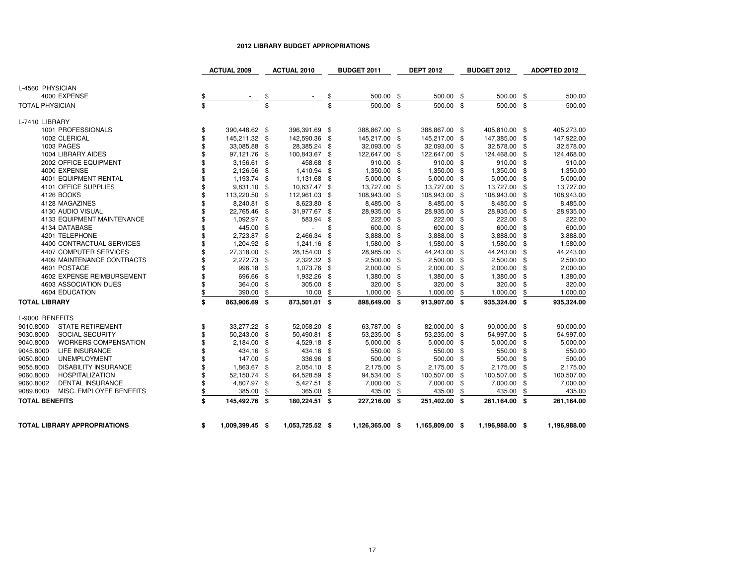# 2012 LIBRARY BUDGET APPROPRIATIONS

| | ACTUAL 2009 | ACTUAL 2010 | BUDGET 2011 | DEPT 2012 | BUDGET 2012 | ADOPTED 2012 |
|---|---|---|---|---|---|---|
| **L-4560 PHYSICIAN** | | | | | | |
| 4000 EXPENSE | $ - | $ - | $ 500.00 | $ 500.00 | $ 500.00 | $ 500.00 |
| **TOTAL PHYSICIAN** | $ - | $ - | $ 500.00 | $ 500.00 | $ 500.00 | $ 500.00 |
| **L-7410 LIBRARY** | | | | | | |
| 1001 PROFESSIONALS | $ 390,448.62 | $ 396,391.69 | $ 388,867.00 | $ 388,867.00 | $ 405,810.00 | $ 405,273.00 |
| 1002 CLERICAL | $ 145,211.32 | $ 142,590.36 | $ 145,217.00 | $ 145,217.00 | $ 147,385.00 | $ 147,922.00 |
| 1003 PAGES | $ 33,085.88 | $ 28,385.24 | $ 32,093.00 | $ 32,093.00 | $ 32,578.00 | $ 32,578.00 |
| 1004 LIBRARY AIDES | $ 97,121.76 | $ 100,843.67 | $ 122,647.00 | $ 122,647.00 | $ 124,468.00 | $ 124,468.00 |
| 2002 OFFICE EQUIPMENT | $ 3,156.61 | $ 458.68 | $ 910.00 | $ 910.00 | $ 910.00 | $ 910.00 |
| 4000 EXPENSE | $ 2,126.56 | $ 1,410.94 | $ 1,350.00 | $ 1,350.00 | $ 1,350.00 | $ 1,350.00 |
| 4001 EQUIPMENT RENTAL | $ 1,193.74 | $ 1,131.68 | $ 5,000.00 | $ 5,000.00 | $ 5,000.00 | $ 5,000.00 |
| 4101 OFFICE SUPPLIES | $ 9,831.10 | $ 10,637.47 | $ 13,727.00 | $ 13,727.00 | $ 13,727.00 | $ 13,727.00 |
| 4126 BOOKS | $ 113,220.50 | $ 112,961.03 | $ 108,943.00 | $ 108,943.00 | $ 108,943.00 | $ 108,943.00 |
| 4128 MAGAZINES | $ 8,240.81 | $ 8,623.80 | $ 8,485.00 | $ 8,485.00 | $ 8,485.00 | $ 8,485.00 |
| 4130 AUDIO VISUAL | $ 22,765.46 | $ 31,977.67 | $ 28,935.00 | $ 28,935.00 | $ 28,935.00 | $ 28,935.00 |
| 4133 EQUIPMENT MAINTENANCE | $ 1,092.97 | $ 583.94 | $ 222.00 | $ 222.00 | $ 222.00 | $ 222.00 |
| 4134 DATABASE | $ 445.00 | $ - | $ 600.00 | $ 600.00 | $ 600.00 | $ 600.00 |
| 4201 TELEPHONE | $ 2,723.87 | $ 2,466.34 | $ 3,888.00 | $ 3,888.00 | $ 3,888.00 | $ 3,888.00 |
| 4400 CONTRACTUAL SERVICES | $ 1,204.92 | $ 1,241.16 | $ 1,580.00 | $ 1,580.00 | $ 1,580.00 | $ 1,580.00 |
| 4407 COMPUTER SERVICES | $ 27,318.00 | $ 28,154.00 | $ 28,985.00 | $ 44,243.00 | $ 44,243.00 | $ 44,243.00 |
| 4409 MAINTENANCE CONTRACTS | $ 2,272.73 | $ 2,322.32 | $ 2,500.00 | $ 2,500.00 | $ 2,500.00 | $ 2,500.00 |
| 4601 POSTAGE | $ 996.18 | $ 1,073.76 | $ 2,000.00 | $ 2,000.00 | $ 2,000.00 | $ 2,000.00 |
| 4602 EXPENSE REIMBURSEMENT | $ 696.66 | $ 1,932.26 | $ 1,380.00 | $ 1,380.00 | $ 1,380.00 | $ 1,380.00 |
| 4603 ASSOCIATION DUES | $ 364.00 | $ 305.00 | $ 320.00 | $ 320.00 | $ 320.00 | $ 320.00 |
| 4604 EDUCATION | $ 390.00 | $ 10.00 | $ 1,000.00 | $ 1,000.00 | $ 1,000.00 | $ 1,000.00 |
| **TOTAL LIBRARY** | **$ 863,906.69** | **$ 873,501.01** | **$ 898,649.00** | **$ 913,907.00** | **$ 935,324.00** | **$ 935,324.00** |
| **L-9000 BENEFITS** | | | | | | |
| 9010.8000 STATE RETIREMENT | $ 33,277.22 | $ 52,058.20 | $ 63,787.00 | $ 82,000.00 | $ 90,000.00 | $ 90,000.00 |
| 9030.8000 SOCIAL SECURITY | $ 50,243.00 | $ 50,490.81 | $ 53,235.00 | $ 53,235.00 | $ 54,997.00 | $ 54,997.00 |
| 9040.8000 WORKERS COMPENSATION | $ 2,184.00 | $ 4,529.18 | $ 5,000.00 | $ 5,000.00 | $ 5,000.00 | $ 5,000.00 |
| 9045.8000 LIFE INSURANCE | $ 434.16 | $ 434.16 | $ 550.00 | $ 550.00 | $ 550.00 | $ 550.00 |
| 9050.8000 UNEMPLOYMENT | $ 147.00 | $ 336.96 | $ 500.00 | $ 500.00 | $ 500.00 | $ 500.00 |
| 9055.8000 DISABILITY INSURANCE | $ 1,863.67 | $ 2,054.10 | $ 2,175.00 | $ 2,175.00 | $ 2,175.00 | $ 2,175.00 |
| 9060.8000 HOSPITALIZATION | $ 52,150.74 | $ 64,528.59 | $ 94,534.00 | $ 100,507.00 | $ 100,507.00 | $ 100,507.00 |
| 9060.8002 DENTAL INSURANCE | $ 4,807.97 | $ 5,427.51 | $ 7,000.00 | $ 7,000.00 | $ 7,000.00 | $ 7,000.00 |
| 9089.8000 MISC. EMPLOYEE BENEFITS | $ 385.00 | $ 365.00 | $ 435.00 | $ 435.00 | $ 435.00 | $ 435.00 |
| **TOTAL BENEFITS** | **$ 145,492.76** | **$ 180,224.51** | **$ 227,216.00** | **$ 251,402.00** | **$ 261,164.00** | **$ 261,164.00** |
| **TOTAL LIBRARY APPROPRIATIONS** | **$ 1,009,399.45** | **$ 1,053,725.52** | **$ 1,126,365.00** | **$ 1,165,809.00** | **$ 1,196,988.00** | **$ 1,196,988.00** |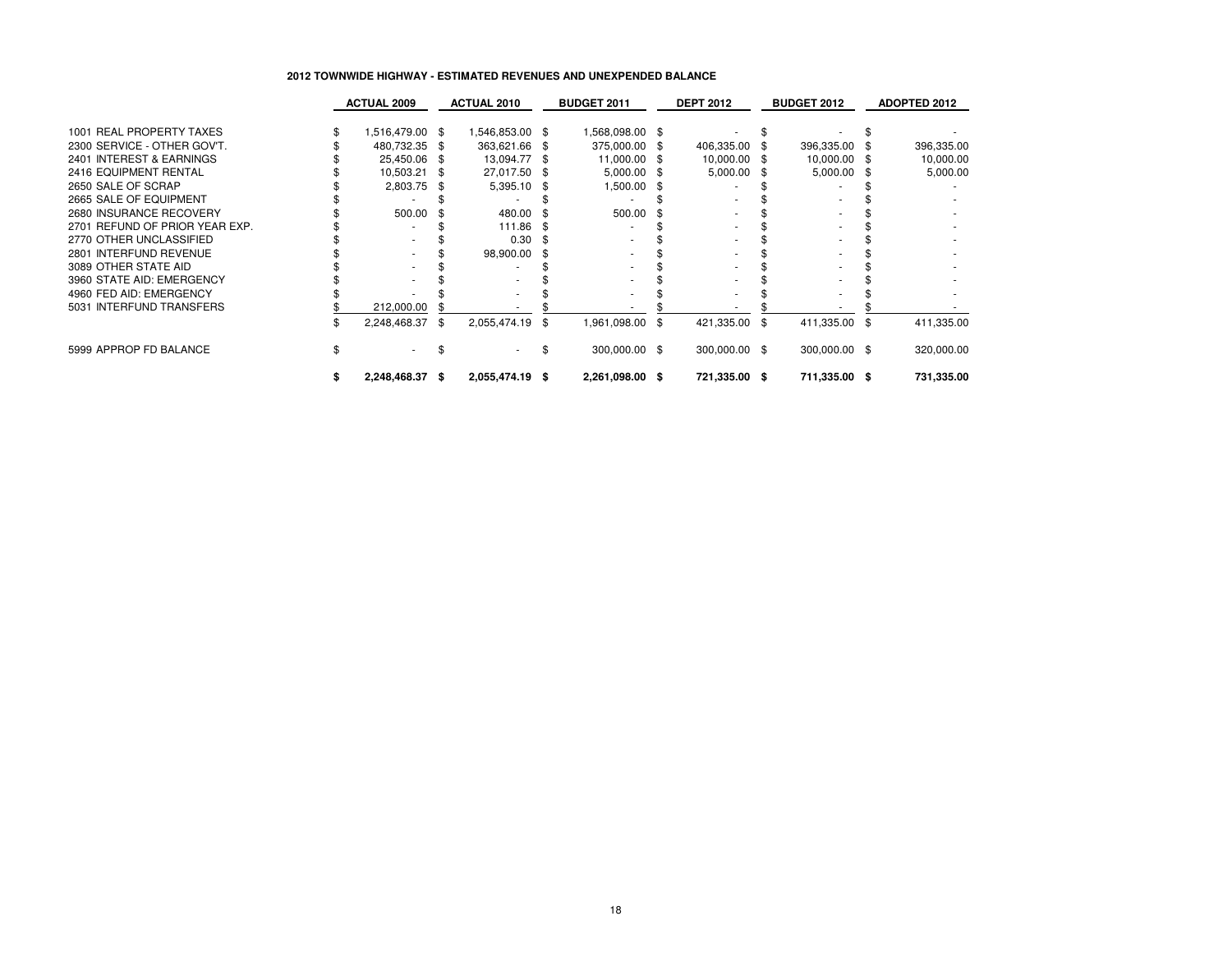**2012 TOWNWIDE HIGHWAY - ESTIMATED REVENUES AND UNEXPENDED BALANCE**

| | ACTUAL 2009 | ACTUAL 2010 | BUDGET 2011 | DEPT 2012 | BUDGET 2012 | ADOPTED 2012 |
|---|---|---|---|---|---|---|
| 1001 REAL PROPERTY TAXES | $ 1,516,479.00 | $ 1,546,853.00 | $ 1,568,098.00 | $ - | $ - | $ - |
| 2300 SERVICE - OTHER GOV'T. | $ 480,732.35 | $ 363,621.66 | $ 375,000.00 | $ 406,335.00 | $ 396,335.00 | $ 396,335.00 |
| 2401 INTEREST & EARNINGS | $ 25,450.06 | $ 13,094.77 | $ 11,000.00 | $ 10,000.00 | $ 10,000.00 | $ 10,000.00 |
| 2416 EQUIPMENT RENTAL | $ 10,503.21 | $ 27,017.50 | $ 5,000.00 | $ 5,000.00 | $ 5,000.00 | $ 5,000.00 |
| 2650 SALE OF SCRAP | $ 2,803.75 | $ 5,395.10 | $ 1,500.00 | $ - | $ - | $ - |
| 2665 SALE OF EQUIPMENT | $ - | $ - | $ - | $ - | $ - | $ - |
| 2680 INSURANCE RECOVERY | $ 500.00 | $ 480.00 | $ 500.00 | $ - | $ - | $ - |
| 2701 REFUND OF PRIOR YEAR EXP. | $ - | $ 111.86 | $ - | $ - | $ - | $ - |
| 2770 OTHER UNCLASSIFIED | $ - | $ 0.30 | $ - | $ - | $ - | $ - |
| 2801 INTERFUND REVENUE | $ - | $ 98,900.00 | $ - | $ - | $ - | $ - |
| 3089 OTHER STATE AID | $ - | $ - | $ - | $ - | $ - | $ - |
| 3960 STATE AID: EMERGENCY | $ - | $ - | $ - | $ - | $ - | $ - |
| 4960 FED AID: EMERGENCY | $ - | $ - | $ - | $ - | $ - | $ - |
| 5031 INTERFUND TRANSFERS | $ 212,000.00 | $ - | $ - | $ - | $ - | $ - |
| | $ 2,248,468.37 | $ 2,055,474.19 | $ 1,961,098.00 | $ 421,335.00 | $ 411,335.00 | $ 411,335.00 |
| 5999 APPROP FD BALANCE | $ - | $ - | $ 300,000.00 | $ 300,000.00 | $ 300,000.00 | $ 320,000.00 |
| | **$ 2,248,468.37** | **$ 2,055,474.19** | **$ 2,261,098.00** | **$ 721,335.00** | **$ 711,335.00** | **$ 731,335.00** |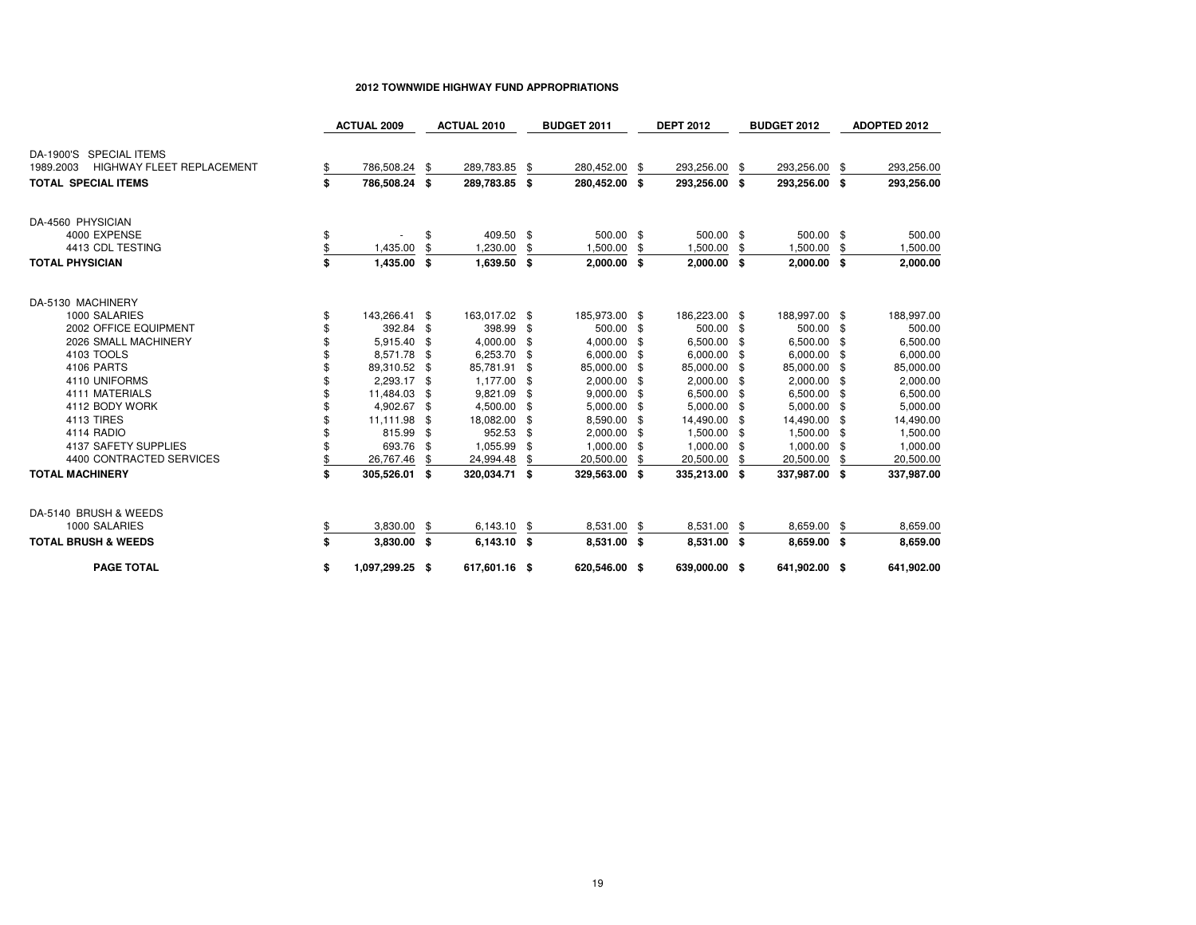# 2012 TOWNWIDE HIGHWAY FUND APPROPRIATIONS

| | ACTUAL 2009 | ACTUAL 2010 | BUDGET 2011 | DEPT 2012 | BUDGET 2012 | ADOPTED 2012 |
|---|---|---|---|---|---|---|
| DA-1900'S SPECIAL ITEMS | | | | | | |
| 1989.2003 HIGHWAY FLEET REPLACEMENT | $ 786,508.24 | $ 289,783.85 | $ 280,452.00 | $ 293,256.00 | $ 293,256.00 | $ 293,256.00 |
| **TOTAL SPECIAL ITEMS** | **$ 786,508.24** | **$ 289,783.85** | **$ 280,452.00** | **$ 293,256.00** | **$ 293,256.00** | **$ 293,256.00** |
| DA-4560 PHYSICIAN | | | | | | |
| 4000 EXPENSE | $ - | $ 409.50 | $ 500.00 | $ 500.00 | $ 500.00 | $ 500.00 |
| 4413 CDL TESTING | $ 1,435.00 | $ 1,230.00 | $ 1,500.00 | $ 1,500.00 | $ 1,500.00 | $ 1,500.00 |
| **TOTAL PHYSICIAN** | **$ 1,435.00** | **$ 1,639.50** | **$ 2,000.00** | **$ 2,000.00** | **$ 2,000.00** | **$ 2,000.00** |
| DA-5130 MACHINERY | | | | | | |
| 1000 SALARIES | $ 143,266.41 | $ 163,017.02 | $ 185,973.00 | $ 186,223.00 | $ 188,997.00 | $ 188,997.00 |
| 2002 OFFICE EQUIPMENT | $ 392.84 | $ 398.99 | $ 500.00 | $ 500.00 | $ 500.00 | $ 500.00 |
| 2026 SMALL MACHINERY | $ 5,915.40 | $ 4,000.00 | $ 4,000.00 | $ 6,500.00 | $ 6,500.00 | $ 6,500.00 |
| 4103 TOOLS | $ 8,571.78 | $ 6,253.70 | $ 6,000.00 | $ 6,000.00 | $ 6,000.00 | $ 6,000.00 |
| 4106 PARTS | $ 89,310.52 | $ 85,781.91 | $ 85,000.00 | $ 85,000.00 | $ 85,000.00 | $ 85,000.00 |
| 4110 UNIFORMS | $ 2,293.17 | $ 1,177.00 | $ 2,000.00 | $ 2,000.00 | $ 2,000.00 | $ 2,000.00 |
| 4111 MATERIALS | $ 11,484.03 | $ 9,821.09 | $ 9,000.00 | $ 6,500.00 | $ 6,500.00 | $ 6,500.00 |
| 4112 BODY WORK | $ 4,902.67 | $ 4,500.00 | $ 5,000.00 | $ 5,000.00 | $ 5,000.00 | $ 5,000.00 |
| 4113 TIRES | $ 11,111.98 | $ 18,082.00 | $ 8,590.00 | $ 14,490.00 | $ 14,490.00 | $ 14,490.00 |
| 4114 RADIO | $ 815.99 | $ 952.53 | $ 2,000.00 | $ 1,500.00 | $ 1,500.00 | $ 1,500.00 |
| 4137 SAFETY SUPPLIES | $ 693.76 | $ 1,055.99 | $ 1,000.00 | $ 1,000.00 | $ 1,000.00 | $ 1,000.00 |
| 4400 CONTRACTED SERVICES | $ 26,767.46 | $ 24,994.48 | $ 20,500.00 | $ 20,500.00 | $ 20,500.00 | $ 20,500.00 |
| **TOTAL MACHINERY** | **$ 305,526.01** | **$ 320,034.71** | **$ 329,563.00** | **$ 335,213.00** | **$ 337,987.00** | **$ 337,987.00** |
| DA-5140 BRUSH & WEEDS | | | | | | |
| 1000 SALARIES | $ 3,830.00 | $ 6,143.10 | $ 8,531.00 | $ 8,531.00 | $ 8,659.00 | $ 8,659.00 |
| **TOTAL BRUSH & WEEDS** | **$ 3,830.00** | **$ 6,143.10** | **$ 8,531.00** | **$ 8,531.00** | **$ 8,659.00** | **$ 8,659.00** |
| **PAGE TOTAL** | **$ 1,097,299.25** | **$ 617,601.16** | **$ 620,546.00** | **$ 639,000.00** | **$ 641,902.00** | **$ 641,902.00** |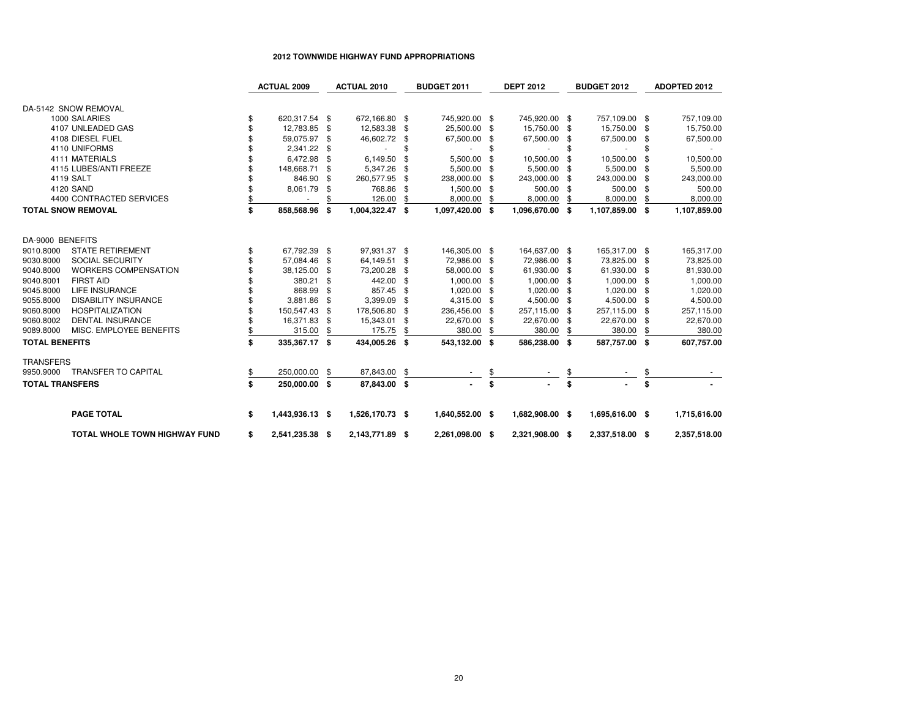# 2012 TOWNWIDE HIGHWAY FUND APPROPRIATIONS

| | | ACTUAL 2009 | ACTUAL 2010 | BUDGET 2011 | DEPT 2012 | BUDGET 2012 | ADOPTED 2012 |
|---|---|---|---|---|---|---|---|
| DA-5142 SNOW REMOVAL | | | | | | | |
| 1000 | SALARIES | $ 620,317.54 | $ 672,166.80 | $ 745,920.00 | $ 745,920.00 | $ 757,109.00 | $ 757,109.00 |
| 4107 | UNLEADED GAS | $ 12,783.85 | $ 12,583.38 | $ 25,500.00 | $ 15,750.00 | $ 15,750.00 | $ 15,750.00 |
| 4108 | DIESEL FUEL | $ 59,075.97 | $ 46,602.72 | $ 67,500.00 | $ 67,500.00 | $ 67,500.00 | $ 67,500.00 |
| 4110 | UNIFORMS | $ 2,341.22 | $ - | $ - | $ - | $ - | $ - |
| 4111 | MATERIALS | $ 6,472.98 | $ 6,149.50 | $ 5,500.00 | $ 10,500.00 | $ 10,500.00 | $ 10,500.00 |
| 4115 | LUBES/ANTI FREEZE | $ 148,668.71 | $ 5,347.26 | $ 5,500.00 | $ 5,500.00 | $ 5,500.00 | $ 5,500.00 |
| 4119 | SALT | $ 846.90 | $ 260,577.95 | $ 238,000.00 | $ 243,000.00 | $ 243,000.00 | $ 243,000.00 |
| 4120 | SAND | $ 8,061.79 | $ 768.86 | $ 1,500.00 | $ 500.00 | $ 500.00 | $ 500.00 |
| 4400 | CONTRACTED SERVICES | $ - | $ 126.00 | $ 8,000.00 | $ 8,000.00 | $ 8,000.00 | $ 8,000.00 |
| **TOTAL SNOW REMOVAL** | | **$ 858,568.96** | **$ 1,004,322.47** | **$ 1,097,420.00** | **$ 1,096,670.00** | **$ 1,107,859.00** | **$ 1,107,859.00** |
| DA-9000 BENEFITS | | | | | | | |
| 9010.8000 | STATE RETIREMENT | $ 67,792.39 | $ 97,931.37 | $ 146,305.00 | $ 164,637.00 | $ 165,317.00 | $ 165,317.00 |
| 9030.8000 | SOCIAL SECURITY | $ 57,084.46 | $ 64,149.51 | $ 72,986.00 | $ 72,986.00 | $ 73,825.00 | $ 73,825.00 |
| 9040.8000 | WORKERS COMPENSATION | $ 38,125.00 | $ 73,200.28 | $ 58,000.00 | $ 61,930.00 | $ 61,930.00 | $ 81,930.00 |
| 9040.8001 | FIRST AID | $ 380.21 | $ 442.00 | $ 1,000.00 | $ 1,000.00 | $ 1,000.00 | $ 1,000.00 |
| 9045.8000 | LIFE INSURANCE | $ 868.99 | $ 857.45 | $ 1,020.00 | $ 1,020.00 | $ 1,020.00 | $ 1,020.00 |
| 9055.8000 | DISABILITY INSURANCE | $ 3,881.86 | $ 3,399.09 | $ 4,315.00 | $ 4,500.00 | $ 4,500.00 | $ 4,500.00 |
| 9060.8000 | HOSPITALIZATION | $ 150,547.43 | $ 178,506.80 | $ 236,456.00 | $ 257,115.00 | $ 257,115.00 | $ 257,115.00 |
| 9060.8002 | DENTAL INSURANCE | $ 16,371.83 | $ 15,343.01 | $ 22,670.00 | $ 22,670.00 | $ 22,670.00 | $ 22,670.00 |
| 9089.8000 | MISC. EMPLOYEE BENEFITS | $ 315.00 | $ 175.75 | $ 380.00 | $ 380.00 | $ 380.00 | $ 380.00 |
| **TOTAL BENEFITS** | | **$ 335,367.17** | **$ 434,005.26** | **$ 543,132.00** | **$ 586,238.00** | **$ 587,757.00** | **$ 607,757.00** |
| TRANSFERS | | | | | | | |
| 9950.9000 | TRANSFER TO CAPITAL | $ 250,000.00 | $ 87,843.00 | $ - | $ - | $ - | $ - |
| **TOTAL TRANSFERS** | | **$ 250,000.00** | **$ 87,843.00** | **$ -** | **$ -** | **$ -** | **$ -** |
| **PAGE TOTAL** | | **$ 1,443,936.13** | **$ 1,526,170.73** | **$ 1,640,552.00** | **$ 1,682,908.00** | **$ 1,695,616.00** | **$ 1,715,616.00** |
| **TOTAL WHOLE TOWN HIGHWAY FUND** | | **$ 2,541,235.38** | **$ 2,143,771.89** | **$ 2,261,098.00** | **$ 2,321,908.00** | **$ 2,337,518.00** | **$ 2,357,518.00** |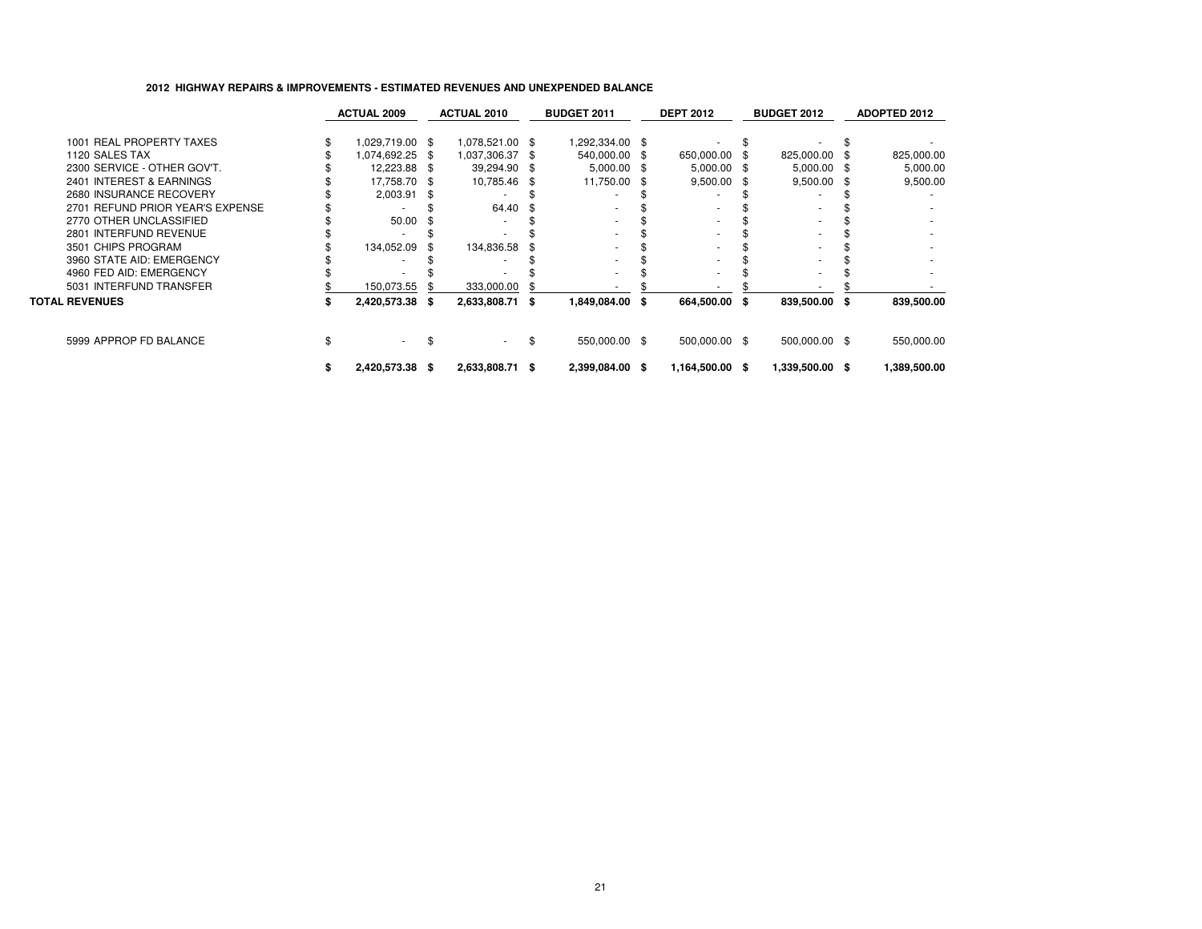**2012 HIGHWAY REPAIRS & IMPROVEMENTS - ESTIMATED REVENUES AND UNEXPENDED BALANCE**

| | ACTUAL 2009 | ACTUAL 2010 | BUDGET 2011 | DEPT 2012 | BUDGET 2012 | ADOPTED 2012 |
|---|---|---|---|---|---|---|
| 1001 REAL PROPERTY TAXES | $ 1,029,719.00 | $ 1,078,521.00 | $ 1,292,334.00 | $ - | $ - | $ - |
| 1120 SALES TAX | $ 1,074,692.25 | $ 1,037,306.37 | $ 540,000.00 | $ 650,000.00 | $ 825,000.00 | $ 825,000.00 |
| 2300 SERVICE - OTHER GOV'T. | $ 12,223.88 | $ 39,294.90 | $ 5,000.00 | $ 5,000.00 | $ 5,000.00 | $ 5,000.00 |
| 2401 INTEREST & EARNINGS | $ 17,758.70 | $ 10,785.46 | $ 11,750.00 | $ 9,500.00 | $ 9,500.00 | $ 9,500.00 |
| 2680 INSURANCE RECOVERY | $ 2,003.91 | $ - | $ - | $ - | $ - | $ - |
| 2701 REFUND PRIOR YEAR'S EXPENSE | $ - | $ 64.40 | $ - | $ - | $ - | $ - |
| 2770 OTHER UNCLASSIFIED | $ 50.00 | $ - | $ - | $ - | $ - | $ - |
| 2801 INTERFUND REVENUE | $ - | $ - | $ - | $ - | $ - | $ - |
| 3501 CHIPS PROGRAM | $ 134,052.09 | $ 134,836.58 | $ - | $ - | $ - | $ - |
| 3960 STATE AID: EMERGENCY | $ - | $ - | $ - | $ - | $ - | $ - |
| 4960 FED AID: EMERGENCY | $ - | $ - | $ - | $ - | $ - | $ - |
| 5031 INTERFUND TRANSFER | $ 150,073.55 | $ 333,000.00 | $ - | $ - | $ - | $ - |
| **TOTAL REVENUES** | **$ 2,420,573.38** | **$ 2,633,808.71** | **$ 1,849,084.00** | **$ 664,500.00** | **$ 839,500.00** | **$ 839,500.00** |
| 5999 APPROP FD BALANCE | $ - | $ - | $ 550,000.00 | $ 500,000.00 | $ 500,000.00 | $ 550,000.00 |
| | **$ 2,420,573.38** | **$ 2,633,808.71** | **$ 2,399,084.00** | **$ 1,164,500.00** | **$ 1,339,500.00** | **$ 1,389,500.00** |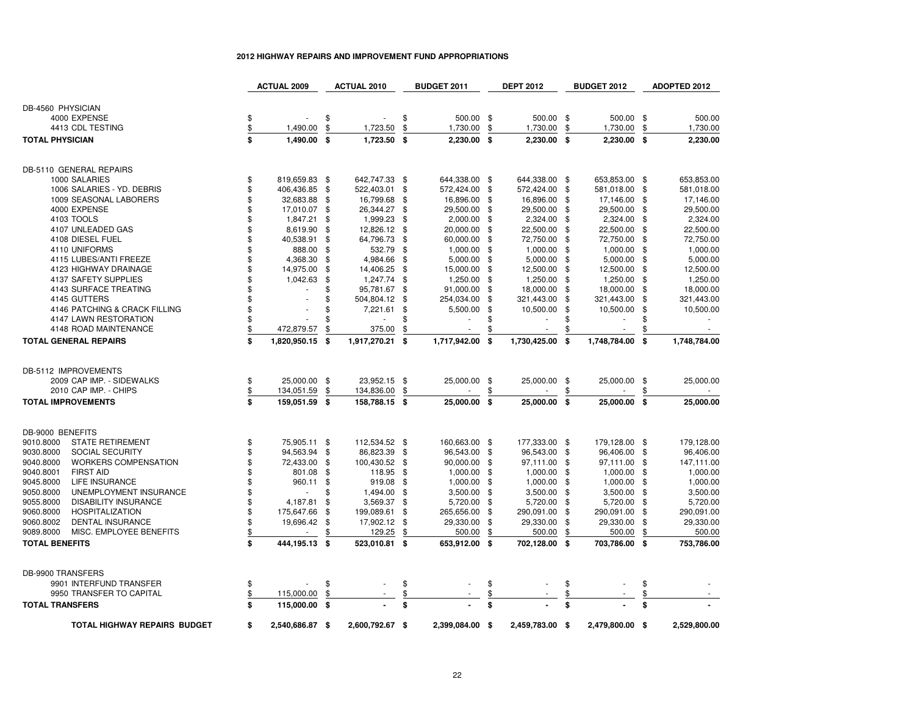## 2012 HIGHWAY REPAIRS AND IMPROVEMENT FUND APPROPRIATIONS

| | ACTUAL 2009 | ACTUAL 2010 | BUDGET 2011 | DEPT 2012 | BUDGET 2012 | ADOPTED 2012 |
|---|---|---|---|---|---|---|
| DB-4560 PHYSICIAN | | | | | | |
| 4000 EXPENSE | $ - | $ - | $ 500.00 | $ 500.00 | $ 500.00 | $ 500.00 |
| 4413 CDL TESTING | $ 1,490.00 | $ 1,723.50 | $ 1,730.00 | $ 1,730.00 | $ 1,730.00 | $ 1,730.00 |
| **TOTAL PHYSICIAN** | **$ 1,490.00** | **$ 1,723.50** | **$ 2,230.00** | **$ 2,230.00** | **$ 2,230.00** | **$ 2,230.00** |
| DB-5110 GENERAL REPAIRS | | | | | | |
| 1000 SALARIES | $ 819,659.83 | $ 642,747.33 | $ 644,338.00 | $ 644,338.00 | $ 653,853.00 | $ 653,853.00 |
| 1006 SALARIES - YD. DEBRIS | $ 406,436.85 | $ 522,403.01 | $ 572,424.00 | $ 572,424.00 | $ 581,018.00 | $ 581,018.00 |
| 1009 SEASONAL LABORERS | $ 32,683.88 | $ 16,799.68 | $ 16,896.00 | $ 16,896.00 | $ 17,146.00 | $ 17,146.00 |
| 4000 EXPENSE | $ 17,010.07 | $ 26,344.27 | $ 29,500.00 | $ 29,500.00 | $ 29,500.00 | $ 29,500.00 |
| 4103 TOOLS | $ 1,847.21 | $ 1,999.23 | $ 2,000.00 | $ 2,324.00 | $ 2,324.00 | $ 2,324.00 |
| 4107 UNLEADED GAS | $ 8,619.90 | $ 12,826.12 | $ 20,000.00 | $ 22,500.00 | $ 22,500.00 | $ 22,500.00 |
| 4108 DIESEL FUEL | $ 40,538.91 | $ 64,796.73 | $ 60,000.00 | $ 72,750.00 | $ 72,750.00 | $ 72,750.00 |
| 4110 UNIFORMS | $ 888.00 | $ 532.79 | $ 1,000.00 | $ 1,000.00 | $ 1,000.00 | $ 1,000.00 |
| 4115 LUBES/ANTI FREEZE | $ 4,368.30 | $ 4,984.66 | $ 5,000.00 | $ 5,000.00 | $ 5,000.00 | $ 5,000.00 |
| 4123 HIGHWAY DRAINAGE | $ 14,975.00 | $ 14,406.25 | $ 15,000.00 | $ 12,500.00 | $ 12,500.00 | $ 12,500.00 |
| 4137 SAFETY SUPPLIES | $ 1,042.63 | $ 1,247.74 | $ 1,250.00 | $ 1,250.00 | $ 1,250.00 | $ 1,250.00 |
| 4143 SURFACE TREATING | $ - | $ 95,781.67 | $ 91,000.00 | $ 18,000.00 | $ 18,000.00 | $ 18,000.00 |
| 4145 GUTTERS | $ - | $ 504,804.12 | $ 254,034.00 | $ 321,443.00 | $ 321,443.00 | $ 321,443.00 |
| 4146 PATCHING & CRACK FILLING | $ - | $ 7,221.61 | $ 5,500.00 | $ 10,500.00 | $ 10,500.00 | $ 10,500.00 |
| 4147 LAWN RESTORATION | $ - | $ - | $ - | $ - | $ - | $ - |
| 4148 ROAD MAINTENANCE | $ 472,879.57 | $ 375.00 | $ - | $ - | $ - | $ - |
| **TOTAL GENERAL REPAIRS** | **$ 1,820,950.15** | **$ 1,917,270.21** | **$ 1,717,942.00** | **$ 1,730,425.00** | **$ 1,748,784.00** | **$ 1,748,784.00** |
| DB-5112 IMPROVEMENTS | | | | | | |
| 2009 CAP IMP. - SIDEWALKS | $ 25,000.00 | $ 23,952.15 | $ 25,000.00 | $ 25,000.00 | $ 25,000.00 | $ 25,000.00 |
| 2010 CAP IMP. - CHIPS | $ 134,051.59 | $ 134,836.00 | $ - | $ - | $ - | $ - |
| **TOTAL IMPROVEMENTS** | **$ 159,051.59** | **$ 158,788.15** | **$ 25,000.00** | **$ 25,000.00** | **$ 25,000.00** | **$ 25,000.00** |
| DB-9000 BENEFITS | | | | | | |
| 9010.8000 STATE RETIREMENT | $ 75,905.11 | $ 112,534.52 | $ 160,663.00 | $ 177,333.00 | $ 179,128.00 | $ 179,128.00 |
| 9030.8000 SOCIAL SECURITY | $ 94,563.94 | $ 86,823.39 | $ 96,543.00 | $ 96,543.00 | $ 96,406.00 | $ 96,406.00 |
| 9040.8000 WORKERS COMPENSATION | $ 72,433.00 | $ 100,430.52 | $ 90,000.00 | $ 97,111.00 | $ 97,111.00 | $ 147,111.00 |
| 9040.8001 FIRST AID | $ 801.08 | $ 118.95 | $ 1,000.00 | $ 1,000.00 | $ 1,000.00 | $ 1,000.00 |
| 9045.8000 LIFE INSURANCE | $ 960.11 | $ 919.08 | $ 1,000.00 | $ 1,000.00 | $ 1,000.00 | $ 1,000.00 |
| 9050.8000 UNEMPLOYMENT INSURANCE | $ - | $ 1,494.00 | $ 3,500.00 | $ 3,500.00 | $ 3,500.00 | $ 3,500.00 |
| 9055.8000 DISABILITY INSURANCE | $ 4,187.81 | $ 3,569.37 | $ 5,720.00 | $ 5,720.00 | $ 5,720.00 | $ 5,720.00 |
| 9060.8000 HOSPITALIZATION | $ 175,647.66 | $ 199,089.61 | $ 265,656.00 | $ 290,091.00 | $ 290,091.00 | $ 290,091.00 |
| 9060.8002 DENTAL INSURANCE | $ 19,696.42 | $ 17,902.12 | $ 29,330.00 | $ 29,330.00 | $ 29,330.00 | $ 29,330.00 |
| 9089.8000 MISC. EMPLOYEE BENEFITS | $ - | $ 129.25 | $ 500.00 | $ 500.00 | $ 500.00 | $ 500.00 |
| **TOTAL BENEFITS** | **$ 444,195.13** | **$ 523,010.81** | **$ 653,912.00** | **$ 702,128.00** | **$ 703,786.00** | **$ 753,786.00** |
| DB-9900 TRANSFERS | | | | | | |
| 9901 INTERFUND TRANSFER | $ - | $ - | $ - | $ - | $ - | $ - |
| 9950 TRANSFER TO CAPITAL | $ 115,000.00 | $ - | $ - | $ - | $ - | $ - |
| **TOTAL TRANSFERS** | **$ 115,000.00** | **$ -** | **$ -** | **$ -** | **$ -** | **$ -** |
| **TOTAL HIGHWAY REPAIRS BUDGET** | **$ 2,540,686.87** | **$ 2,600,792.67** | **$ 2,399,084.00** | **$ 2,459,783.00** | **$ 2,479,800.00** | **$ 2,529,800.00** |